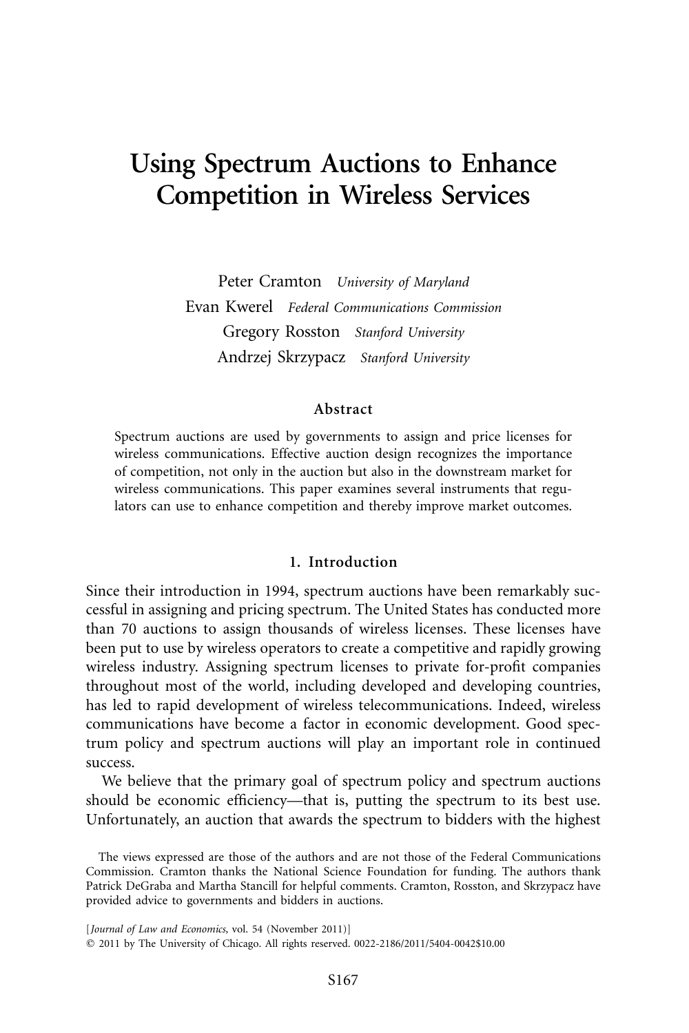# Using Spectrum Auctions to Enhance Competition in Wireless Services

Peter Cramton *University of Maryland*

Evan Kwerel *Federal Communications Commission*

Gregory Rosston *Stanford University*

Andrzej Skrzypacz *Stanford University*

## Abstract

Spectrum auctions are used by governments to assign and price licenses for wireless communications. Effective auction design recognizes the importance of competition, not only in the auction but also in the downstream market for wireless communications. This paper examines several instruments that regulators can use to enhance competition and thereby improve market outcomes.

## 1. Introduction

Since their introduction in 1994, spectrum auctions have been remarkably successful in assigning and pricing spectrum. The United States has conducted more than 70 auctions to assign thousands of wireless licenses. These licenses have been put to use by wireless operators to create a competitive and rapidly growing wireless industry. Assigning spectrum licenses to private for-profit companies throughout most of the world, including developed and developing countries, has led to rapid development of wireless telecommunications. Indeed, wireless communications have become a factor in economic development. Good spectrum policy and spectrum auctions will play an important role in continued success.

We believe that the primary goal of spectrum policy and spectrum auctions should be economic efficiency—that is, putting the spectrum to its best use. Unfortunately, an auction that awards the spectrum to bidders with the highest

The views expressed are those of the authors and are not those of the Federal Communications Commission. Cramton thanks the National Science Foundation for funding. The authors thank Patrick DeGraba and Martha Stancill for helpful comments. Cramton, Rosston, and Skrzypacz have provided advice to governments and bidders in auctions.

[*Journal of Law and Economics*, vol. 54 (November 2011)]
© 2011 by The University of Chicago. All rights reserved. 0022-2186/2011/5404-0042$10.00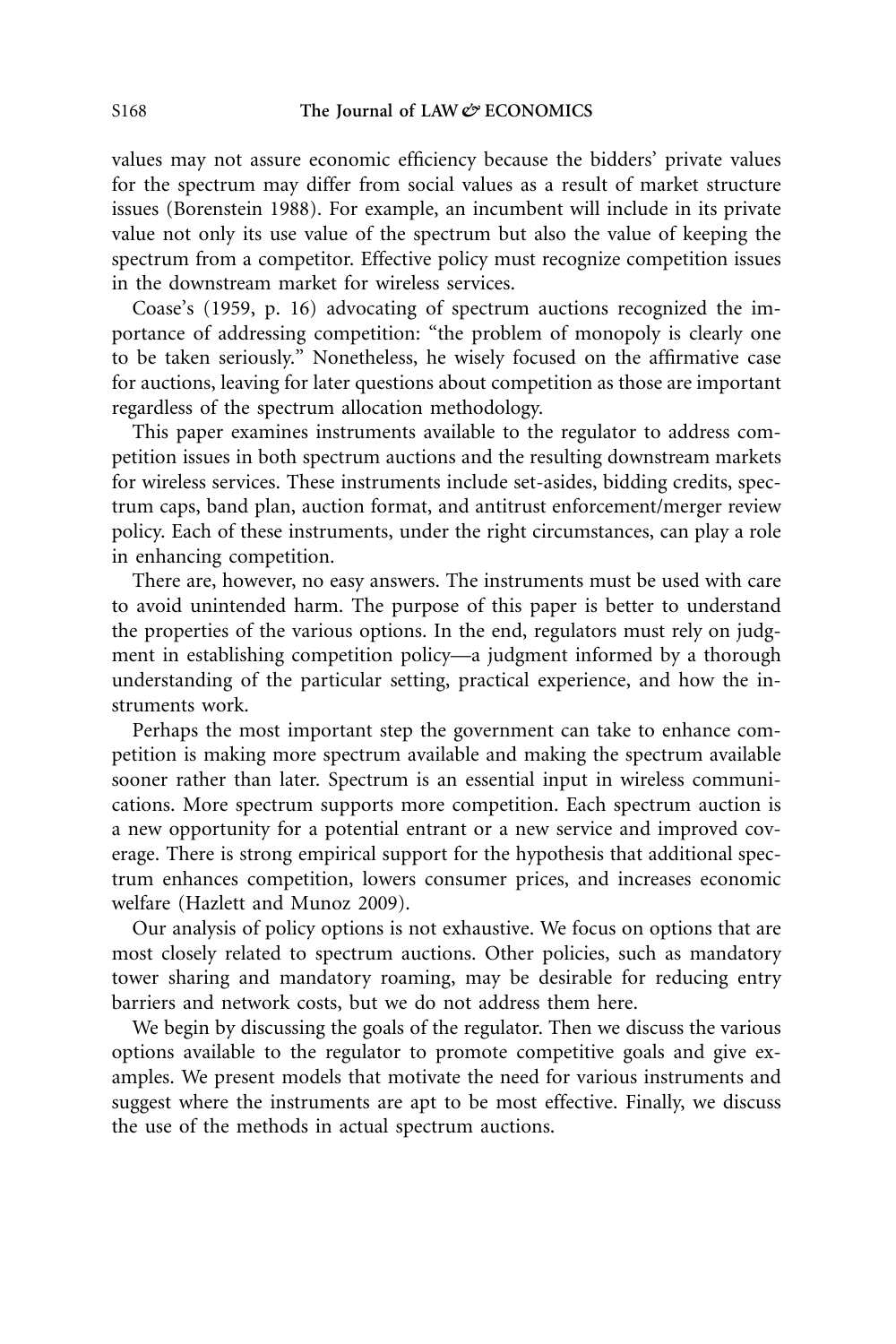values may not assure economic efficiency because the bidders' private values for the spectrum may differ from social values as a result of market structure issues (Borenstein 1988). For example, an incumbent will include in its private value not only its use value of the spectrum but also the value of keeping the spectrum from a competitor. Effective policy must recognize competition issues in the downstream market for wireless services.

Coase's (1959, p. 16) advocating of spectrum auctions recognized the importance of addressing competition: "the problem of monopoly is clearly one to be taken seriously." Nonetheless, he wisely focused on the affirmative case for auctions, leaving for later questions about competition as those are important regardless of the spectrum allocation methodology.

This paper examines instruments available to the regulator to address competition issues in both spectrum auctions and the resulting downstream markets for wireless services. These instruments include set-asides, bidding credits, spectrum caps, band plan, auction format, and antitrust enforcement/merger review policy. Each of these instruments, under the right circumstances, can play a role in enhancing competition.

There are, however, no easy answers. The instruments must be used with care to avoid unintended harm. The purpose of this paper is better to understand the properties of the various options. In the end, regulators must rely on judgment in establishing competition policy—a judgment informed by a thorough understanding of the particular setting, practical experience, and how the instruments work.

Perhaps the most important step the government can take to enhance competition is making more spectrum available and making the spectrum available sooner rather than later. Spectrum is an essential input in wireless communications. More spectrum supports more competition. Each spectrum auction is a new opportunity for a potential entrant or a new service and improved coverage. There is strong empirical support for the hypothesis that additional spectrum enhances competition, lowers consumer prices, and increases economic welfare (Hazlett and Munoz 2009).

Our analysis of policy options is not exhaustive. We focus on options that are most closely related to spectrum auctions. Other policies, such as mandatory tower sharing and mandatory roaming, may be desirable for reducing entry barriers and network costs, but we do not address them here.

We begin by discussing the goals of the regulator. Then we discuss the various options available to the regulator to promote competitive goals and give examples. We present models that motivate the need for various instruments and suggest where the instruments are apt to be most effective. Finally, we discuss the use of the methods in actual spectrum auctions.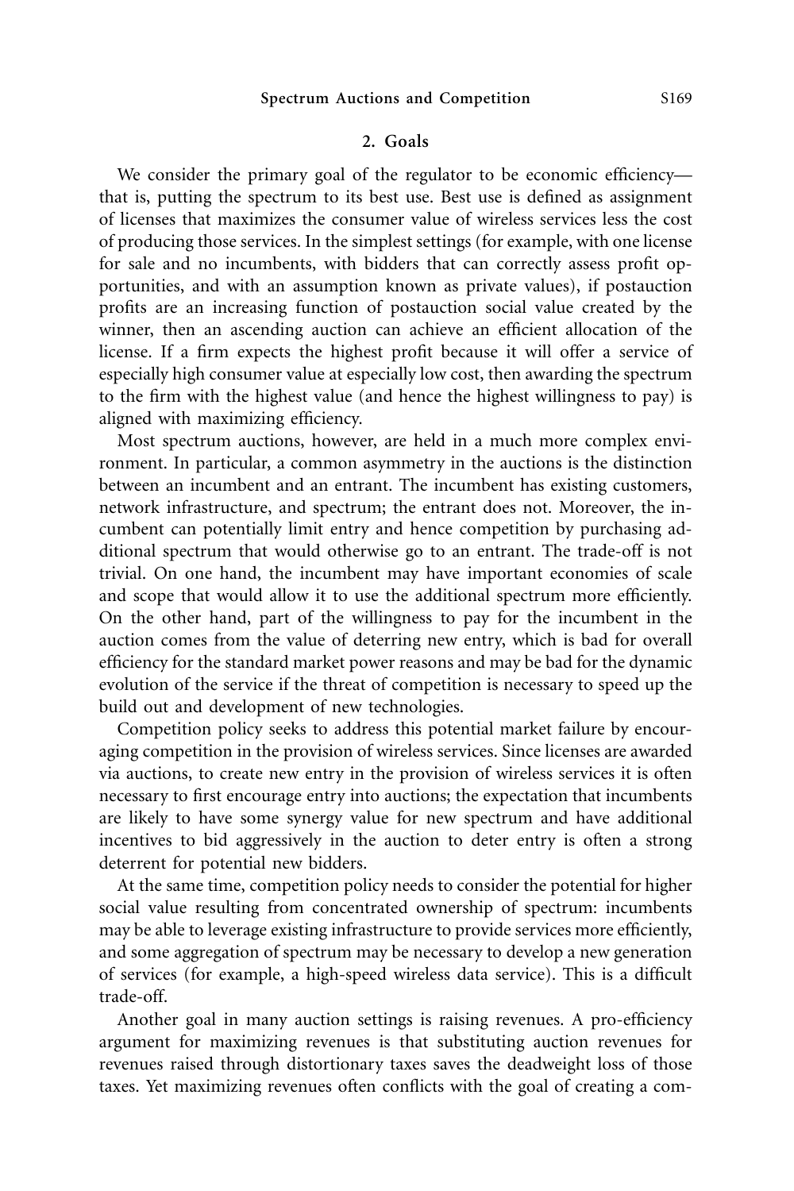## 2. Goals

We consider the primary goal of the regulator to be economic efficiency—that is, putting the spectrum to its best use. Best use is defined as assignment of licenses that maximizes the consumer value of wireless services less the cost of producing those services. In the simplest settings (for example, with one license for sale and no incumbents, with bidders that can correctly assess profit opportunities, and with an assumption known as private values), if postauction profits are an increasing function of postauction social value created by the winner, then an ascending auction can achieve an efficient allocation of the license. If a firm expects the highest profit because it will offer a service of especially high consumer value at especially low cost, then awarding the spectrum to the firm with the highest value (and hence the highest willingness to pay) is aligned with maximizing efficiency.

Most spectrum auctions, however, are held in a much more complex environment. In particular, a common asymmetry in the auctions is the distinction between an incumbent and an entrant. The incumbent has existing customers, network infrastructure, and spectrum; the entrant does not. Moreover, the incumbent can potentially limit entry and hence competition by purchasing additional spectrum that would otherwise go to an entrant. The trade-off is not trivial. On one hand, the incumbent may have important economies of scale and scope that would allow it to use the additional spectrum more efficiently. On the other hand, part of the willingness to pay for the incumbent in the auction comes from the value of deterring new entry, which is bad for overall efficiency for the standard market power reasons and may be bad for the dynamic evolution of the service if the threat of competition is necessary to speed up the build out and development of new technologies.

Competition policy seeks to address this potential market failure by encouraging competition in the provision of wireless services. Since licenses are awarded via auctions, to create new entry in the provision of wireless services it is often necessary to first encourage entry into auctions; the expectation that incumbents are likely to have some synergy value for new spectrum and have additional incentives to bid aggressively in the auction to deter entry is often a strong deterrent for potential new bidders.

At the same time, competition policy needs to consider the potential for higher social value resulting from concentrated ownership of spectrum: incumbents may be able to leverage existing infrastructure to provide services more efficiently, and some aggregation of spectrum may be necessary to develop a new generation of services (for example, a high-speed wireless data service). This is a difficult trade-off.

Another goal in many auction settings is raising revenues. A pro-efficiency argument for maximizing revenues is that substituting auction revenues for revenues raised through distortionary taxes saves the deadweight loss of those taxes. Yet maximizing revenues often conflicts with the goal of creating a com-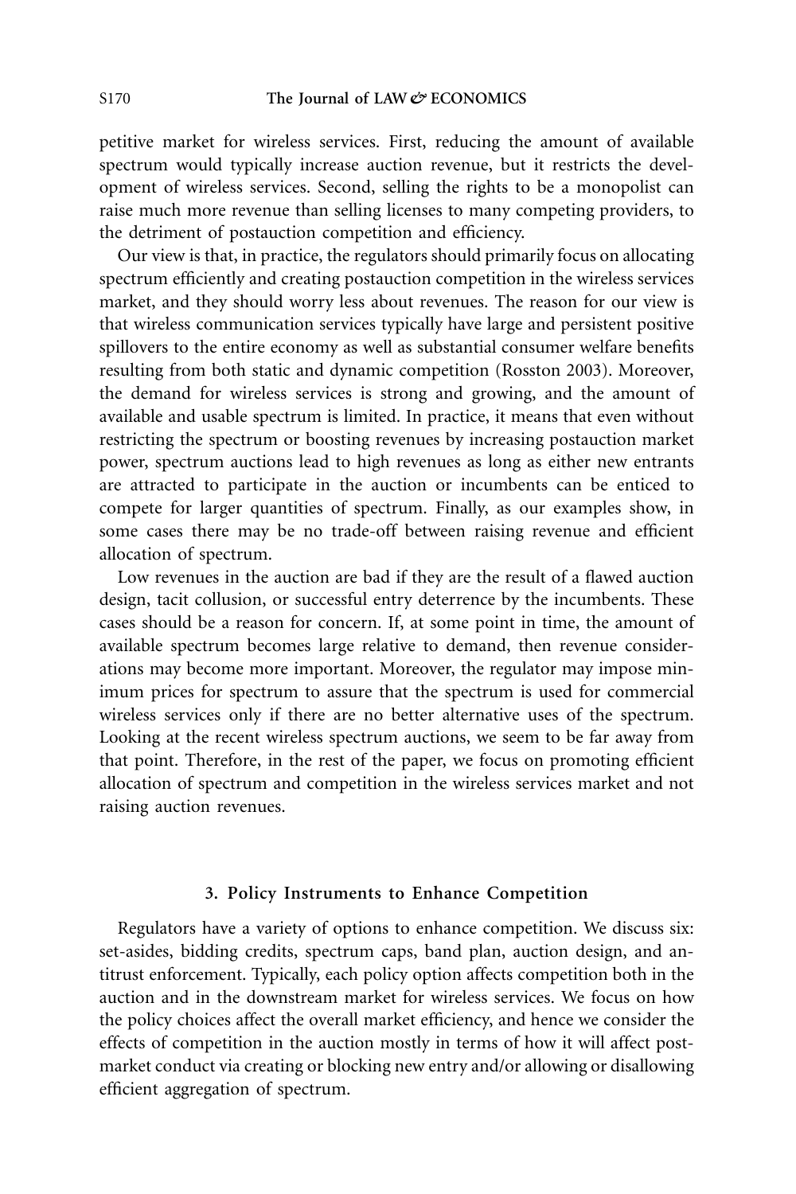petitive market for wireless services. First, reducing the amount of available spectrum would typically increase auction revenue, but it restricts the development of wireless services. Second, selling the rights to be a monopolist can raise much more revenue than selling licenses to many competing providers, to the detriment of postauction competition and efficiency.

Our view is that, in practice, the regulators should primarily focus on allocating spectrum efficiently and creating postauction competition in the wireless services market, and they should worry less about revenues. The reason for our view is that wireless communication services typically have large and persistent positive spillovers to the entire economy as well as substantial consumer welfare benefits resulting from both static and dynamic competition (Rosston 2003). Moreover, the demand for wireless services is strong and growing, and the amount of available and usable spectrum is limited. In practice, it means that even without restricting the spectrum or boosting revenues by increasing postauction market power, spectrum auctions lead to high revenues as long as either new entrants are attracted to participate in the auction or incumbents can be enticed to compete for larger quantities of spectrum. Finally, as our examples show, in some cases there may be no trade-off between raising revenue and efficient allocation of spectrum.

Low revenues in the auction are bad if they are the result of a flawed auction design, tacit collusion, or successful entry deterrence by the incumbents. These cases should be a reason for concern. If, at some point in time, the amount of available spectrum becomes large relative to demand, then revenue considerations may become more important. Moreover, the regulator may impose minimum prices for spectrum to assure that the spectrum is used for commercial wireless services only if there are no better alternative uses of the spectrum. Looking at the recent wireless spectrum auctions, we seem to be far away from that point. Therefore, in the rest of the paper, we focus on promoting efficient allocation of spectrum and competition in the wireless services market and not raising auction revenues.

## 3. Policy Instruments to Enhance Competition

Regulators have a variety of options to enhance competition. We discuss six: set-asides, bidding credits, spectrum caps, band plan, auction design, and antitrust enforcement. Typically, each policy option affects competition both in the auction and in the downstream market for wireless services. We focus on how the policy choices affect the overall market efficiency, and hence we consider the effects of competition in the auction mostly in terms of how it will affect post-market conduct via creating or blocking new entry and/or allowing or disallowing efficient aggregation of spectrum.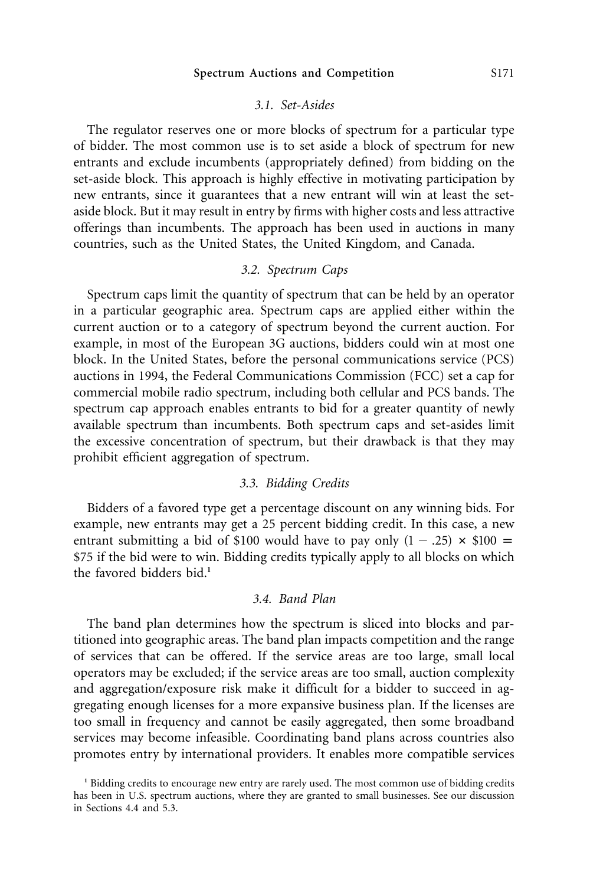### 3.1. Set-Asides

The regulator reserves one or more blocks of spectrum for a particular type of bidder. The most common use is to set aside a block of spectrum for new entrants and exclude incumbents (appropriately defined) from bidding on the set-aside block. This approach is highly effective in motivating participation by new entrants, since it guarantees that a new entrant will win at least the set-aside block. But it may result in entry by firms with higher costs and less attractive offerings than incumbents. The approach has been used in auctions in many countries, such as the United States, the United Kingdom, and Canada.

### 3.2. Spectrum Caps

Spectrum caps limit the quantity of spectrum that can be held by an operator in a particular geographic area. Spectrum caps are applied either within the current auction or to a category of spectrum beyond the current auction. For example, in most of the European 3G auctions, bidders could win at most one block. In the United States, before the personal communications service (PCS) auctions in 1994, the Federal Communications Commission (FCC) set a cap for commercial mobile radio spectrum, including both cellular and PCS bands. The spectrum cap approach enables entrants to bid for a greater quantity of newly available spectrum than incumbents. Both spectrum caps and set-asides limit the excessive concentration of spectrum, but their drawback is that they may prohibit efficient aggregation of spectrum.

### 3.3. Bidding Credits

Bidders of a favored type get a percentage discount on any winning bids. For example, new entrants may get a 25 percent bidding credit. In this case, a new entrant submitting a bid of $100 would have to pay only $(1 - .25) \times \$100 = \$75$ if the bid were to win. Bidding credits typically apply to all blocks on which the favored bidders bid.[1]

### 3.4. Band Plan

The band plan determines how the spectrum is sliced into blocks and partitioned into geographic areas. The band plan impacts competition and the range of services that can be offered. If the service areas are too large, small local operators may be excluded; if the service areas are too small, auction complexity and aggregation/exposure risk make it difficult for a bidder to succeed in aggregating enough licenses for a more expansive business plan. If the licenses are too small in frequency and cannot be easily aggregated, then some broadband services may become infeasible. Coordinating band plans across countries also promotes entry by international providers. It enables more compatible services

[1] Bidding credits to encourage new entry are rarely used. The most common use of bidding credits has been in U.S. spectrum auctions, where they are granted to small businesses. See our discussion in Sections 4.4 and 5.3.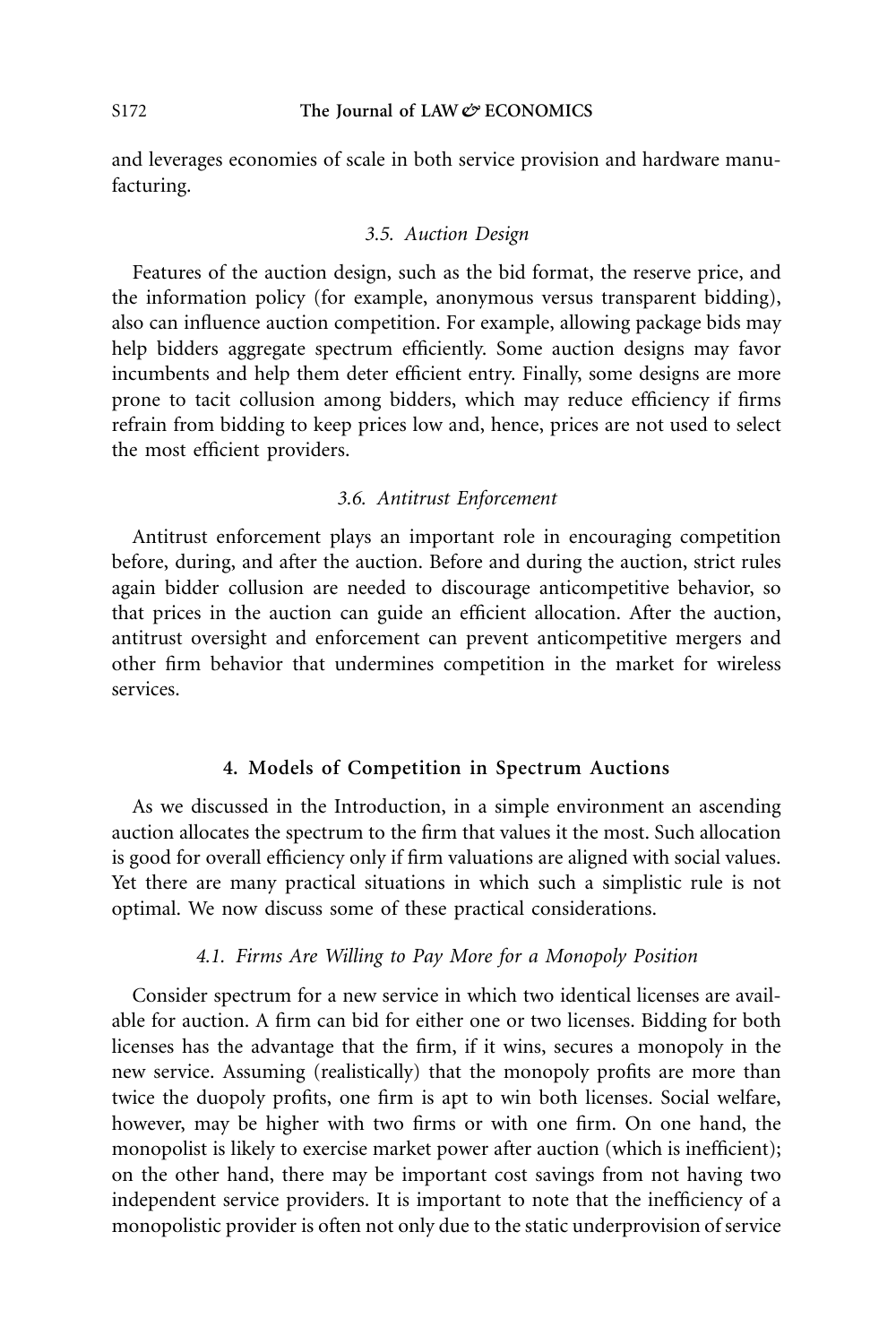and leverages economies of scale in both service provision and hardware manufacturing.

### 3.5. Auction Design

Features of the auction design, such as the bid format, the reserve price, and the information policy (for example, anonymous versus transparent bidding), also can influence auction competition. For example, allowing package bids may help bidders aggregate spectrum efficiently. Some auction designs may favor incumbents and help them deter efficient entry. Finally, some designs are more prone to tacit collusion among bidders, which may reduce efficiency if firms refrain from bidding to keep prices low and, hence, prices are not used to select the most efficient providers.

### 3.6. Antitrust Enforcement

Antitrust enforcement plays an important role in encouraging competition before, during, and after the auction. Before and during the auction, strict rules again bidder collusion are needed to discourage anticompetitive behavior, so that prices in the auction can guide an efficient allocation. After the auction, antitrust oversight and enforcement can prevent anticompetitive mergers and other firm behavior that undermines competition in the market for wireless services.

## 4. Models of Competition in Spectrum Auctions

As we discussed in the Introduction, in a simple environment an ascending auction allocates the spectrum to the firm that values it the most. Such allocation is good for overall efficiency only if firm valuations are aligned with social values. Yet there are many practical situations in which such a simplistic rule is not optimal. We now discuss some of these practical considerations.

### 4.1. Firms Are Willing to Pay More for a Monopoly Position

Consider spectrum for a new service in which two identical licenses are available for auction. A firm can bid for either one or two licenses. Bidding for both licenses has the advantage that the firm, if it wins, secures a monopoly in the new service. Assuming (realistically) that the monopoly profits are more than twice the duopoly profits, one firm is apt to win both licenses. Social welfare, however, may be higher with two firms or with one firm. On one hand, the monopolist is likely to exercise market power after auction (which is inefficient); on the other hand, there may be important cost savings from not having two independent service providers. It is important to note that the inefficiency of a monopolistic provider is often not only due to the static underprovision of service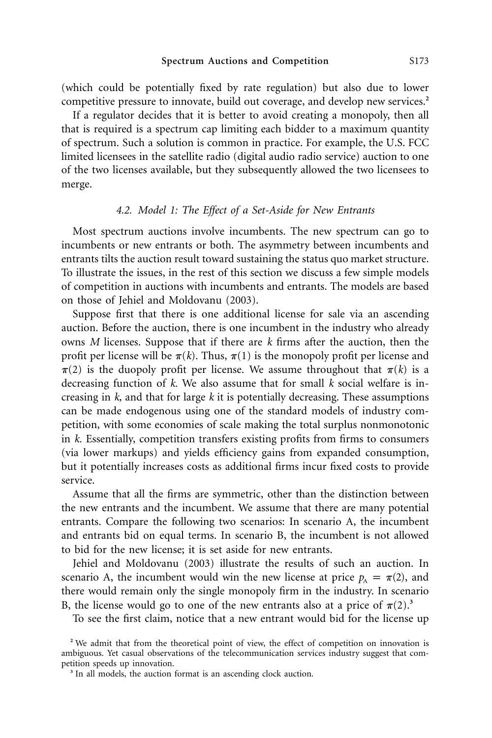(which could be potentially fixed by rate regulation) but also due to lower competitive pressure to innovate, build out coverage, and develop new services.[2]

If a regulator decides that it is better to avoid creating a monopoly, then all that is required is a spectrum cap limiting each bidder to a maximum quantity of spectrum. Such a solution is common in practice. For example, the U.S. FCC limited licensees in the satellite radio (digital audio radio service) auction to one of the two licenses available, but they subsequently allowed the two licensees to merge.

### 4.2. *Model 1: The Effect of a Set-Aside for New Entrants*

Most spectrum auctions involve incumbents. The new spectrum can go to incumbents or new entrants or both. The asymmetry between incumbents and entrants tilts the auction result toward sustaining the status quo market structure. To illustrate the issues, in the rest of this section we discuss a few simple models of competition in auctions with incumbents and entrants. The models are based on those of Jehiel and Moldovanu (2003).

Suppose first that there is one additional license for sale via an ascending auction. Before the auction, there is one incumbent in the industry who already owns $M$ licenses. Suppose that if there are $k$ firms after the auction, then the profit per license will be $\pi(k)$. Thus, $\pi(1)$ is the monopoly profit per license and $\pi(2)$ is the duopoly profit per license. We assume throughout that $\pi(k)$ is a decreasing function of $k$. We also assume that for small $k$ social welfare is increasing in $k$, and that for large $k$ it is potentially decreasing. These assumptions can be made endogenous using one of the standard models of industry competition, with some economies of scale making the total surplus nonmonotonic in $k$. Essentially, competition transfers existing profits from firms to consumers (via lower markups) and yields efficiency gains from expanded consumption, but it potentially increases costs as additional firms incur fixed costs to provide service.

Assume that all the firms are symmetric, other than the distinction between the new entrants and the incumbent. We assume that there are many potential entrants. Compare the following two scenarios: In scenario A, the incumbent and entrants bid on equal terms. In scenario B, the incumbent is not allowed to bid for the new license; it is set aside for new entrants.

Jehiel and Moldovanu (2003) illustrate the results of such an auction. In scenario A, the incumbent would win the new license at price $p_A = \pi(2)$, and there would remain only the single monopoly firm in the industry. In scenario B, the license would go to one of the new entrants also at a price of $\pi(2)$.[3]

To see the first claim, notice that a new entrant would bid for the license up

[2] We admit that from the theoretical point of view, the effect of competition on innovation is ambiguous. Yet casual observations of the telecommunication services industry suggest that competition speeds up innovation.

[3] In all models, the auction format is an ascending clock auction.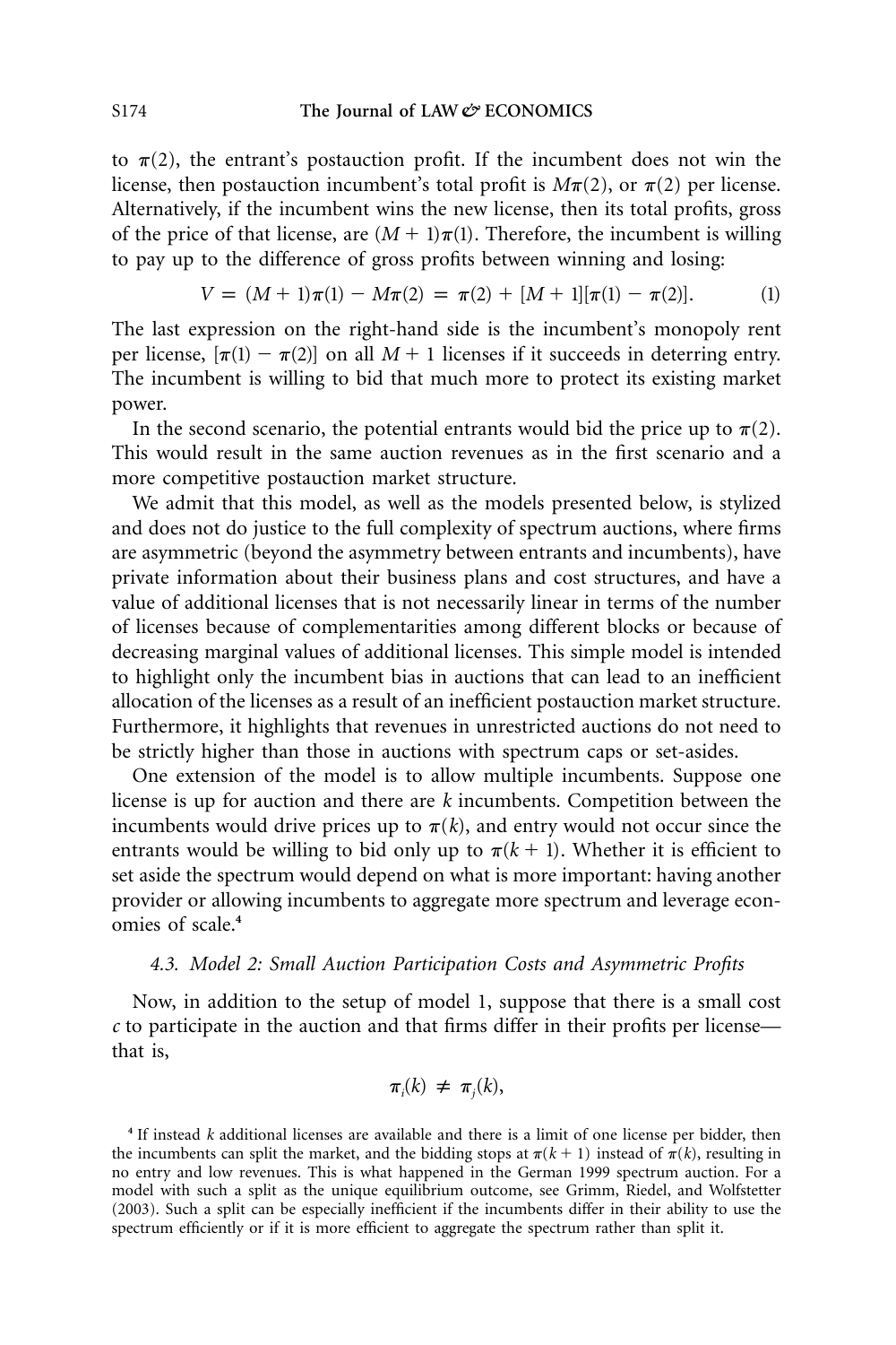to $\pi(2)$, the entrant's postauction profit. If the incumbent does not win the license, then postauction incumbent's total profit is $M\pi(2)$, or $\pi(2)$ per license. Alternatively, if the incumbent wins the new license, then its total profits, gross of the price of that license, are $(M + 1)\pi(1)$. Therefore, the incumbent is willing to pay up to the difference of gross profits between winning and losing:

$$V = (M + 1)\pi(1) - M\pi(2) = \pi(2) + [M + 1][\pi(1) - \pi(2)]. \tag{1}$$

The last expression on the right-hand side is the incumbent's monopoly rent per license, $[\pi(1) - \pi(2)]$ on all $M + 1$ licenses if it succeeds in deterring entry. The incumbent is willing to bid that much more to protect its existing market power.

In the second scenario, the potential entrants would bid the price up to $\pi(2)$. This would result in the same auction revenues as in the first scenario and a more competitive postauction market structure.

We admit that this model, as well as the models presented below, is stylized and does not do justice to the full complexity of spectrum auctions, where firms are asymmetric (beyond the asymmetry between entrants and incumbents), have private information about their business plans and cost structures, and have a value of additional licenses that is not necessarily linear in terms of the number of licenses because of complementarities among different blocks or because of decreasing marginal values of additional licenses. This simple model is intended to highlight only the incumbent bias in auctions that can lead to an inefficient allocation of the licenses as a result of an inefficient postauction market structure. Furthermore, it highlights that revenues in unrestricted auctions do not need to be strictly higher than those in auctions with spectrum caps or set-asides.

One extension of the model is to allow multiple incumbents. Suppose one license is up for auction and there are $k$ incumbents. Competition between the incumbents would drive prices up to $\pi(k)$, and entry would not occur since the entrants would be willing to bid only up to $\pi(k + 1)$. Whether it is efficient to set aside the spectrum would depend on what is more important: having another provider or allowing incumbents to aggregate more spectrum and leverage economies of scale.[4]

### *4.3. Model 2: Small Auction Participation Costs and Asymmetric Profits*

Now, in addition to the setup of model 1, suppose that there is a small cost $c$ to participate in the auction and that firms differ in their profits per license—that is,

$$\pi_i(k) \neq \pi_j(k),$$

[4] If instead $k$ additional licenses are available and there is a limit of one license per bidder, then the incumbents can split the market, and the bidding stops at $\pi(k + 1)$ instead of $\pi(k)$, resulting in no entry and low revenues. This is what happened in the German 1999 spectrum auction. For a model with such a split as the unique equilibrium outcome, see Grimm, Riedel, and Wolfstetter (2003). Such a split can be especially inefficient if the incumbents differ in their ability to use the spectrum efficiently or if it is more efficient to aggregate the spectrum rather than split it.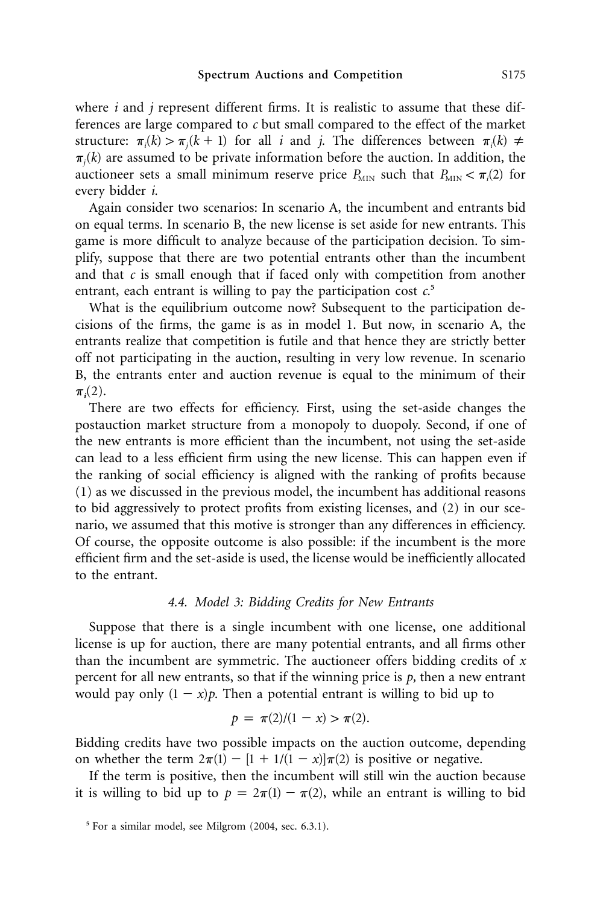where $i$ and $j$ represent different firms. It is realistic to assume that these differences are large compared to $c$ but small compared to the effect of the market structure: $\pi_i(k) > \pi_j(k + 1)$ for all $i$ and $j$. The differences between $\pi_i(k) \neq \pi_j(k)$ are assumed to be private information before the auction. In addition, the auctioneer sets a small minimum reserve price $P_{\text{MIN}}$ such that $P_{\text{MIN}} < \pi_i(2)$ for every bidder $i$.

Again consider two scenarios: In scenario A, the incumbent and entrants bid on equal terms. In scenario B, the new license is set aside for new entrants. This game is more difficult to analyze because of the participation decision. To simplify, suppose that there are two potential entrants other than the incumbent and that $c$ is small enough that if faced only with competition from another entrant, each entrant is willing to pay the participation cost $c$.[5]

What is the equilibrium outcome now? Subsequent to the participation decisions of the firms, the game is as in model 1. But now, in scenario A, the entrants realize that competition is futile and that hence they are strictly better off not participating in the auction, resulting in very low revenue. In scenario B, the entrants enter and auction revenue is equal to the minimum of their $\pi_i(2)$.

There are two effects for efficiency. First, using the set-aside changes the postauction market structure from a monopoly to duopoly. Second, if one of the new entrants is more efficient than the incumbent, not using the set-aside can lead to a less efficient firm using the new license. This can happen even if the ranking of social efficiency is aligned with the ranking of profits because (1) as we discussed in the previous model, the incumbent has additional reasons to bid aggressively to protect profits from existing licenses, and (2) in our scenario, we assumed that this motive is stronger than any differences in efficiency. Of course, the opposite outcome is also possible: if the incumbent is the more efficient firm and the set-aside is used, the license would be inefficiently allocated to the entrant.

### 4.4. Model 3: Bidding Credits for New Entrants

Suppose that there is a single incumbent with one license, one additional license is up for auction, there are many potential entrants, and all firms other than the incumbent are symmetric. The auctioneer offers bidding credits of $x$ percent for all new entrants, so that if the winning price is $p$, then a new entrant would pay only $(1 - x)p$. Then a potential entrant is willing to bid up to

$$p = \pi(2)/(1 - x) > \pi(2).$$

Bidding credits have two possible impacts on the auction outcome, depending on whether the term $2\pi(1) - [1 + 1/(1 - x)]\pi(2)$ is positive or negative.

If the term is positive, then the incumbent will still win the auction because it is willing to bid up to $p = 2\pi(1) - \pi(2)$, while an entrant is willing to bid

[5] For a similar model, see Milgrom (2004, sec. 6.3.1).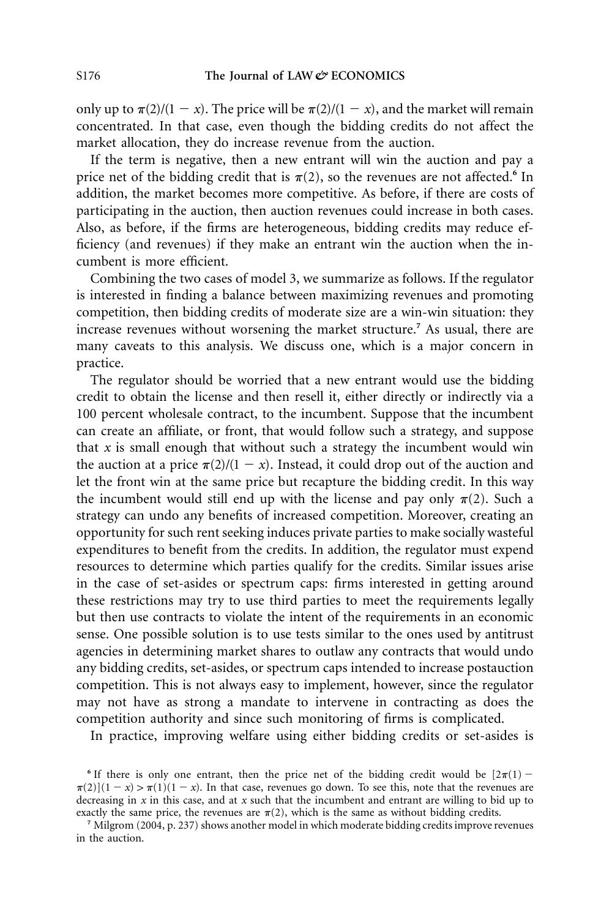only up to $\pi(2)/(1 - x)$. The price will be $\pi(2)/(1 - x)$, and the market will remain concentrated. In that case, even though the bidding credits do not affect the market allocation, they do increase revenue from the auction.

If the term is negative, then a new entrant will win the auction and pay a price net of the bidding credit that is $\pi(2)$, so the revenues are not affected.[6] In addition, the market becomes more competitive. As before, if there are costs of participating in the auction, then auction revenues could increase in both cases. Also, as before, if the firms are heterogeneous, bidding credits may reduce efficiency (and revenues) if they make an entrant win the auction when the incumbent is more efficient.

Combining the two cases of model 3, we summarize as follows. If the regulator is interested in finding a balance between maximizing revenues and promoting competition, then bidding credits of moderate size are a win-win situation: they increase revenues without worsening the market structure.[7] As usual, there are many caveats to this analysis. We discuss one, which is a major concern in practice.

The regulator should be worried that a new entrant would use the bidding credit to obtain the license and then resell it, either directly or indirectly via a 100 percent wholesale contract, to the incumbent. Suppose that the incumbent can create an affiliate, or front, that would follow such a strategy, and suppose that $x$ is small enough that without such a strategy the incumbent would win the auction at a price $\pi(2)/(1 - x)$. Instead, it could drop out of the auction and let the front win at the same price but recapture the bidding credit. In this way the incumbent would still end up with the license and pay only $\pi(2)$. Such a strategy can undo any benefits of increased competition. Moreover, creating an opportunity for such rent seeking induces private parties to make socially wasteful expenditures to benefit from the credits. In addition, the regulator must expend resources to determine which parties qualify for the credits. Similar issues arise in the case of set-asides or spectrum caps: firms interested in getting around these restrictions may try to use third parties to meet the requirements legally but then use contracts to violate the intent of the requirements in an economic sense. One possible solution is to use tests similar to the ones used by antitrust agencies in determining market shares to outlaw any contracts that would undo any bidding credits, set-asides, or spectrum caps intended to increase postauction competition. This is not always easy to implement, however, since the regulator may not have as strong a mandate to intervene in contracting as does the competition authority and since such monitoring of firms is complicated.

In practice, improving welfare using either bidding credits or set-asides is

[6] If there is only one entrant, then the price net of the bidding credit would be $[2\pi(1) - \pi(2)](1 - x) > \pi(1)(1 - x)$. In that case, revenues go down. To see this, note that the revenues are decreasing in $x$ in this case, and at $x$ such that the incumbent and entrant are willing to bid up to exactly the same price, the revenues are $\pi(2)$, which is the same as without bidding credits.

[7] Milgrom (2004, p. 237) shows another model in which moderate bidding credits improve revenues in the auction.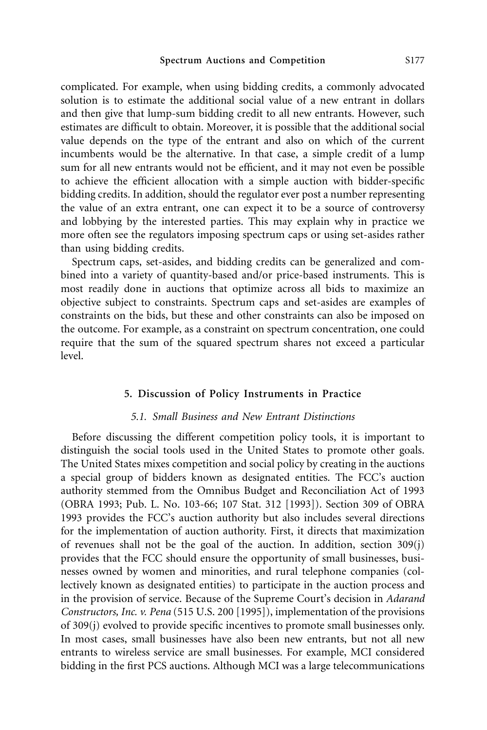complicated. For example, when using bidding credits, a commonly advocated solution is to estimate the additional social value of a new entrant in dollars and then give that lump-sum bidding credit to all new entrants. However, such estimates are difficult to obtain. Moreover, it is possible that the additional social value depends on the type of the entrant and also on which of the current incumbents would be the alternative. In that case, a simple credit of a lump sum for all new entrants would not be efficient, and it may not even be possible to achieve the efficient allocation with a simple auction with bidder-specific bidding credits. In addition, should the regulator ever post a number representing the value of an extra entrant, one can expect it to be a source of controversy and lobbying by the interested parties. This may explain why in practice we more often see the regulators imposing spectrum caps or using set-asides rather than using bidding credits.

Spectrum caps, set-asides, and bidding credits can be generalized and combined into a variety of quantity-based and/or price-based instruments. This is most readily done in auctions that optimize across all bids to maximize an objective subject to constraints. Spectrum caps and set-asides are examples of constraints on the bids, but these and other constraints can also be imposed on the outcome. For example, as a constraint on spectrum concentration, one could require that the sum of the squared spectrum shares not exceed a particular level.

## 5. Discussion of Policy Instruments in Practice

### *5.1. Small Business and New Entrant Distinctions*

Before discussing the different competition policy tools, it is important to distinguish the social tools used in the United States to promote other goals. The United States mixes competition and social policy by creating in the auctions a special group of bidders known as designated entities. The FCC's auction authority stemmed from the Omnibus Budget and Reconciliation Act of 1993 (OBRA 1993; Pub. L. No. 103-66; 107 Stat. 312 [1993]). Section 309 of OBRA 1993 provides the FCC's auction authority but also includes several directions for the implementation of auction authority. First, it directs that maximization of revenues shall not be the goal of the auction. In addition, section 309(j) provides that the FCC should ensure the opportunity of small businesses, businesses owned by women and minorities, and rural telephone companies (collectively known as designated entities) to participate in the auction process and in the provision of service. Because of the Supreme Court's decision in *Adarand Constructors, Inc. v. Pena* (515 U.S. 200 [1995]), implementation of the provisions of 309(j) evolved to provide specific incentives to promote small businesses only. In most cases, small businesses have also been new entrants, but not all new entrants to wireless service are small businesses. For example, MCI considered bidding in the first PCS auctions. Although MCI was a large telecommunications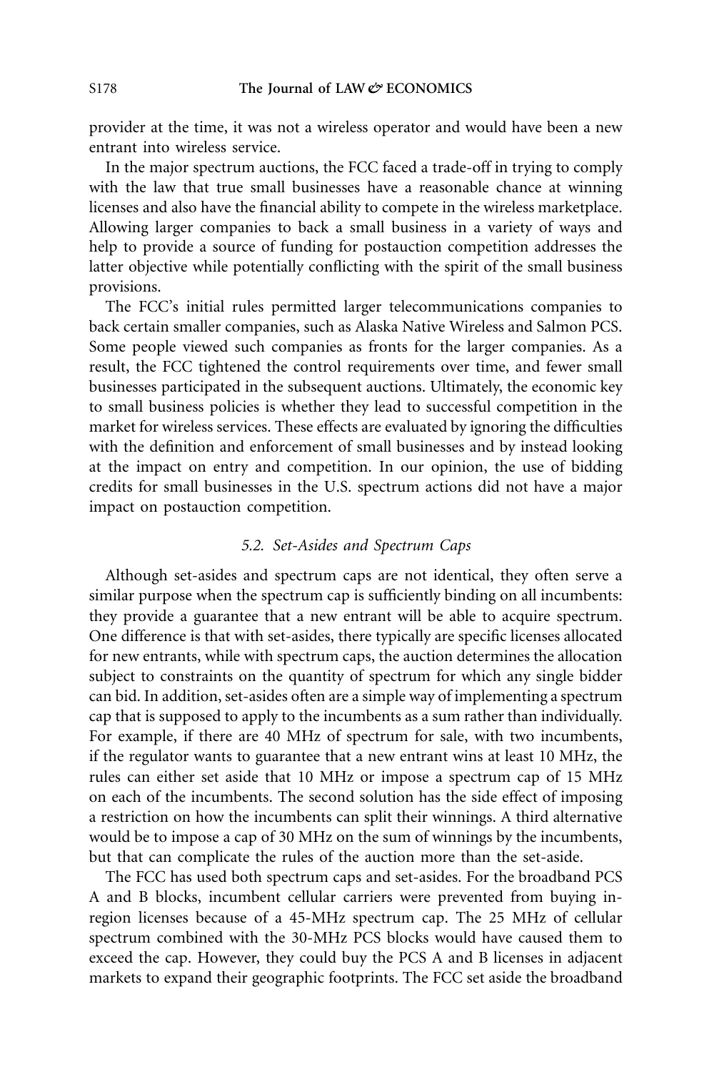provider at the time, it was not a wireless operator and would have been a new entrant into wireless service.

In the major spectrum auctions, the FCC faced a trade-off in trying to comply with the law that true small businesses have a reasonable chance at winning licenses and also have the financial ability to compete in the wireless marketplace. Allowing larger companies to back a small business in a variety of ways and help to provide a source of funding for postauction competition addresses the latter objective while potentially conflicting with the spirit of the small business provisions.

The FCC's initial rules permitted larger telecommunications companies to back certain smaller companies, such as Alaska Native Wireless and Salmon PCS. Some people viewed such companies as fronts for the larger companies. As a result, the FCC tightened the control requirements over time, and fewer small businesses participated in the subsequent auctions. Ultimately, the economic key to small business policies is whether they lead to successful competition in the market for wireless services. These effects are evaluated by ignoring the difficulties with the definition and enforcement of small businesses and by instead looking at the impact on entry and competition. In our opinion, the use of bidding credits for small businesses in the U.S. spectrum actions did not have a major impact on postauction competition.

### *5.2. Set-Asides and Spectrum Caps*

Although set-asides and spectrum caps are not identical, they often serve a similar purpose when the spectrum cap is sufficiently binding on all incumbents: they provide a guarantee that a new entrant will be able to acquire spectrum. One difference is that with set-asides, there typically are specific licenses allocated for new entrants, while with spectrum caps, the auction determines the allocation subject to constraints on the quantity of spectrum for which any single bidder can bid. In addition, set-asides often are a simple way of implementing a spectrum cap that is supposed to apply to the incumbents as a sum rather than individually. For example, if there are 40 MHz of spectrum for sale, with two incumbents, if the regulator wants to guarantee that a new entrant wins at least 10 MHz, the rules can either set aside that 10 MHz or impose a spectrum cap of 15 MHz on each of the incumbents. The second solution has the side effect of imposing a restriction on how the incumbents can split their winnings. A third alternative would be to impose a cap of 30 MHz on the sum of winnings by the incumbents, but that can complicate the rules of the auction more than the set-aside.

The FCC has used both spectrum caps and set-asides. For the broadband PCS A and B blocks, incumbent cellular carriers were prevented from buying in-region licenses because of a 45-MHz spectrum cap. The 25 MHz of cellular spectrum combined with the 30-MHz PCS blocks would have caused them to exceed the cap. However, they could buy the PCS A and B licenses in adjacent markets to expand their geographic footprints. The FCC set aside the broadband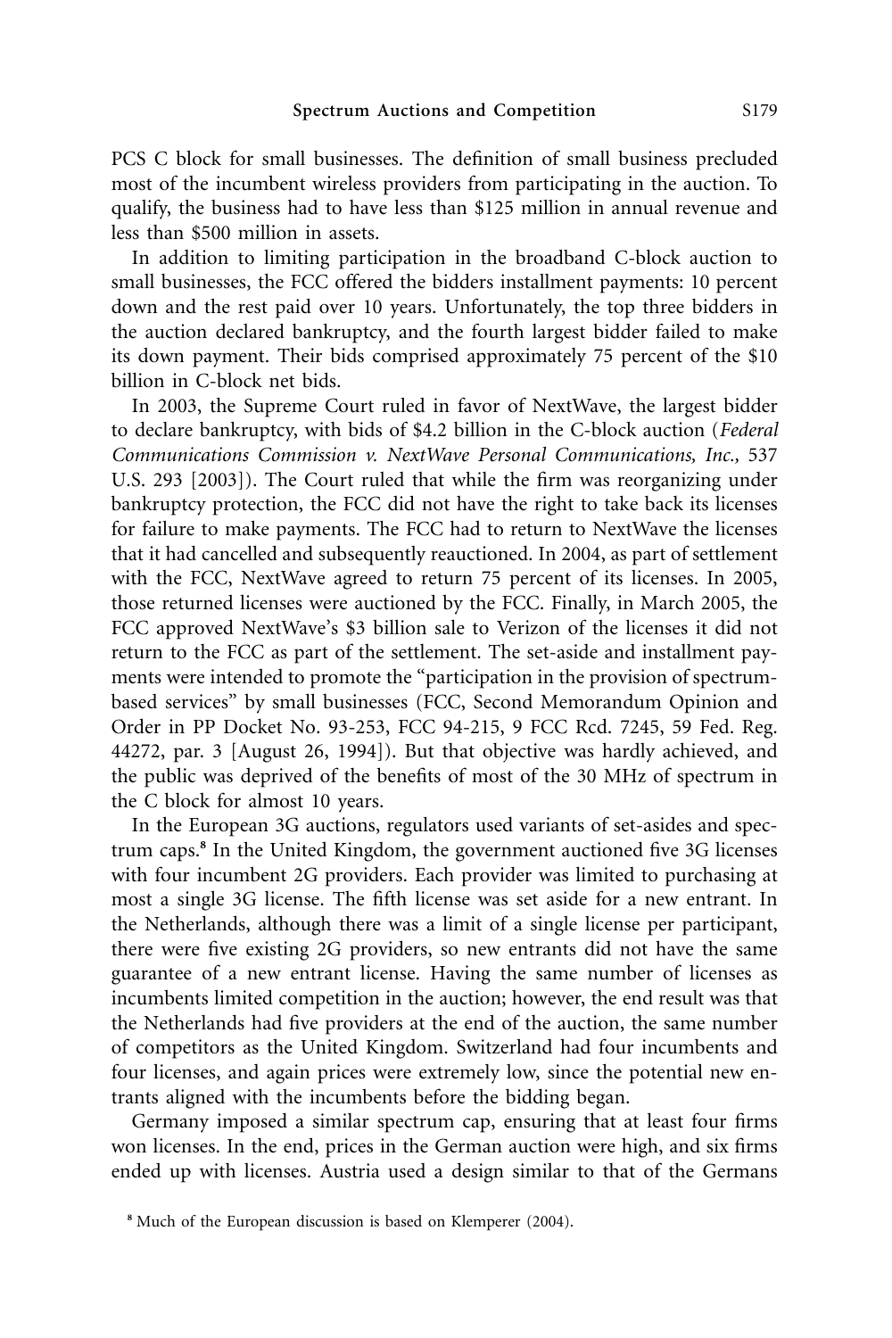PCS C block for small businesses. The definition of small business precluded most of the incumbent wireless providers from participating in the auction. To qualify, the business had to have less than $125 million in annual revenue and less than $500 million in assets.

In addition to limiting participation in the broadband C-block auction to small businesses, the FCC offered the bidders installment payments: 10 percent down and the rest paid over 10 years. Unfortunately, the top three bidders in the auction declared bankruptcy, and the fourth largest bidder failed to make its down payment. Their bids comprised approximately 75 percent of the $10 billion in C-block net bids.

In 2003, the Supreme Court ruled in favor of NextWave, the largest bidder to declare bankruptcy, with bids of $4.2 billion in the C-block auction (*Federal Communications Commission v. NextWave Personal Communications, Inc.,* 537 U.S. 293 [2003]). The Court ruled that while the firm was reorganizing under bankruptcy protection, the FCC did not have the right to take back its licenses for failure to make payments. The FCC had to return to NextWave the licenses that it had cancelled and subsequently reauctioned. In 2004, as part of settlement with the FCC, NextWave agreed to return 75 percent of its licenses. In 2005, those returned licenses were auctioned by the FCC. Finally, in March 2005, the FCC approved NextWave's $3 billion sale to Verizon of the licenses it did not return to the FCC as part of the settlement. The set-aside and installment payments were intended to promote the "participation in the provision of spectrum-based services" by small businesses (FCC, Second Memorandum Opinion and Order in PP Docket No. 93-253, FCC 94-215, 9 FCC Rcd. 7245, 59 Fed. Reg. 44272, par. 3 [August 26, 1994]). But that objective was hardly achieved, and the public was deprived of the benefits of most of the 30 MHz of spectrum in the C block for almost 10 years.

In the European 3G auctions, regulators used variants of set-asides and spectrum caps.[8] In the United Kingdom, the government auctioned five 3G licenses with four incumbent 2G providers. Each provider was limited to purchasing at most a single 3G license. The fifth license was set aside for a new entrant. In the Netherlands, although there was a limit of a single license per participant, there were five existing 2G providers, so new entrants did not have the same guarantee of a new entrant license. Having the same number of licenses as incumbents limited competition in the auction; however, the end result was that the Netherlands had five providers at the end of the auction, the same number of competitors as the United Kingdom. Switzerland had four incumbents and four licenses, and again prices were extremely low, since the potential new entrants aligned with the incumbents before the bidding began.

Germany imposed a similar spectrum cap, ensuring that at least four firms won licenses. In the end, prices in the German auction were high, and six firms ended up with licenses. Austria used a design similar to that of the Germans

[8] Much of the European discussion is based on Klemperer (2004).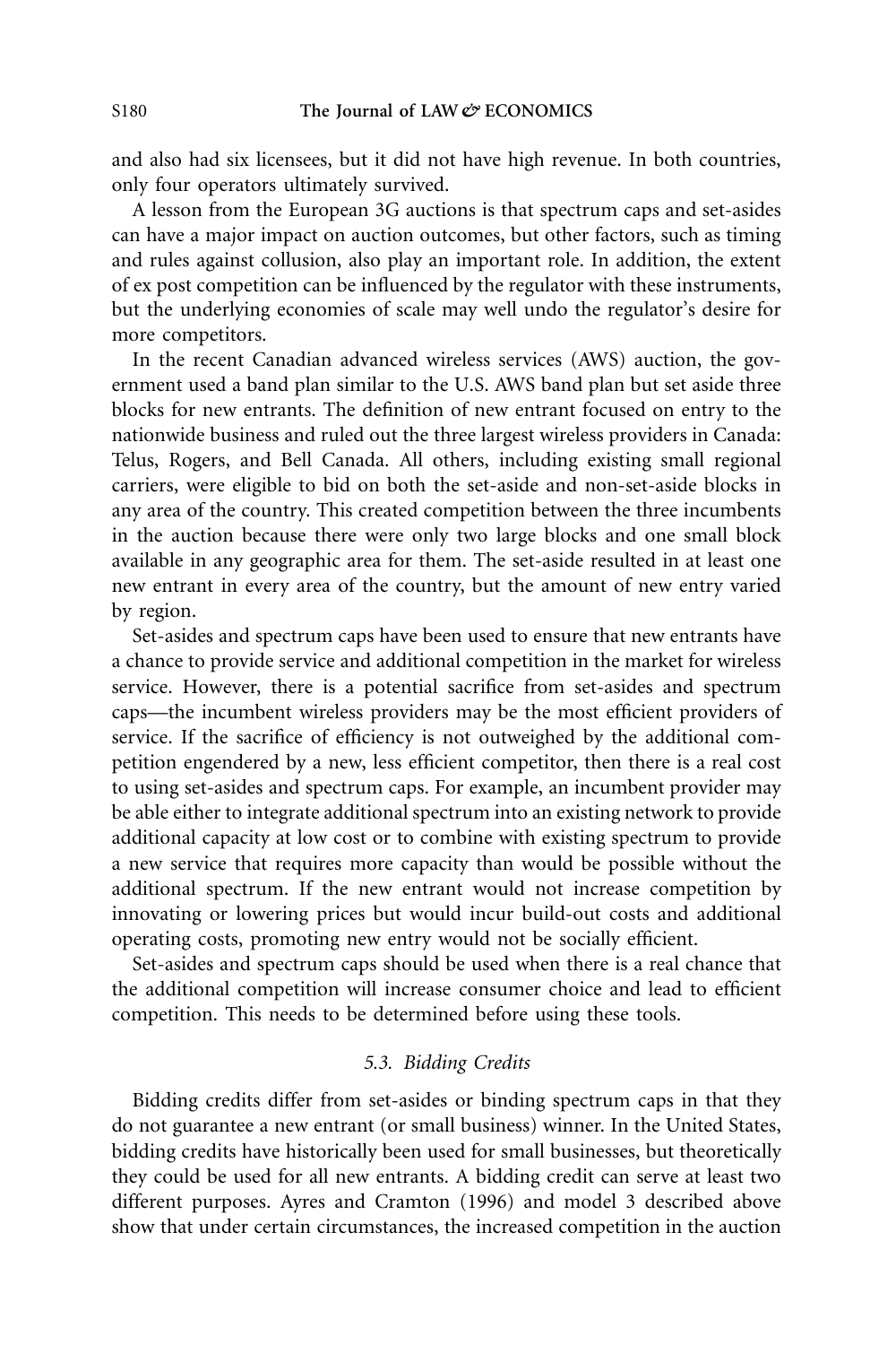and also had six licensees, but it did not have high revenue. In both countries, only four operators ultimately survived.

A lesson from the European 3G auctions is that spectrum caps and set-asides can have a major impact on auction outcomes, but other factors, such as timing and rules against collusion, also play an important role. In addition, the extent of ex post competition can be influenced by the regulator with these instruments, but the underlying economies of scale may well undo the regulator's desire for more competitors.

In the recent Canadian advanced wireless services (AWS) auction, the government used a band plan similar to the U.S. AWS band plan but set aside three blocks for new entrants. The definition of new entrant focused on entry to the nationwide business and ruled out the three largest wireless providers in Canada: Telus, Rogers, and Bell Canada. All others, including existing small regional carriers, were eligible to bid on both the set-aside and non-set-aside blocks in any area of the country. This created competition between the three incumbents in the auction because there were only two large blocks and one small block available in any geographic area for them. The set-aside resulted in at least one new entrant in every area of the country, but the amount of new entry varied by region.

Set-asides and spectrum caps have been used to ensure that new entrants have a chance to provide service and additional competition in the market for wireless service. However, there is a potential sacrifice from set-asides and spectrum caps—the incumbent wireless providers may be the most efficient providers of service. If the sacrifice of efficiency is not outweighed by the additional competition engendered by a new, less efficient competitor, then there is a real cost to using set-asides and spectrum caps. For example, an incumbent provider may be able either to integrate additional spectrum into an existing network to provide additional capacity at low cost or to combine with existing spectrum to provide a new service that requires more capacity than would be possible without the additional spectrum. If the new entrant would not increase competition by innovating or lowering prices but would incur build-out costs and additional operating costs, promoting new entry would not be socially efficient.

Set-asides and spectrum caps should be used when there is a real chance that the additional competition will increase consumer choice and lead to efficient competition. This needs to be determined before using these tools.

### 5.3. *Bidding Credits*

Bidding credits differ from set-asides or binding spectrum caps in that they do not guarantee a new entrant (or small business) winner. In the United States, bidding credits have historically been used for small businesses, but theoretically they could be used for all new entrants. A bidding credit can serve at least two different purposes. Ayres and Cramton (1996) and model 3 described above show that under certain circumstances, the increased competition in the auction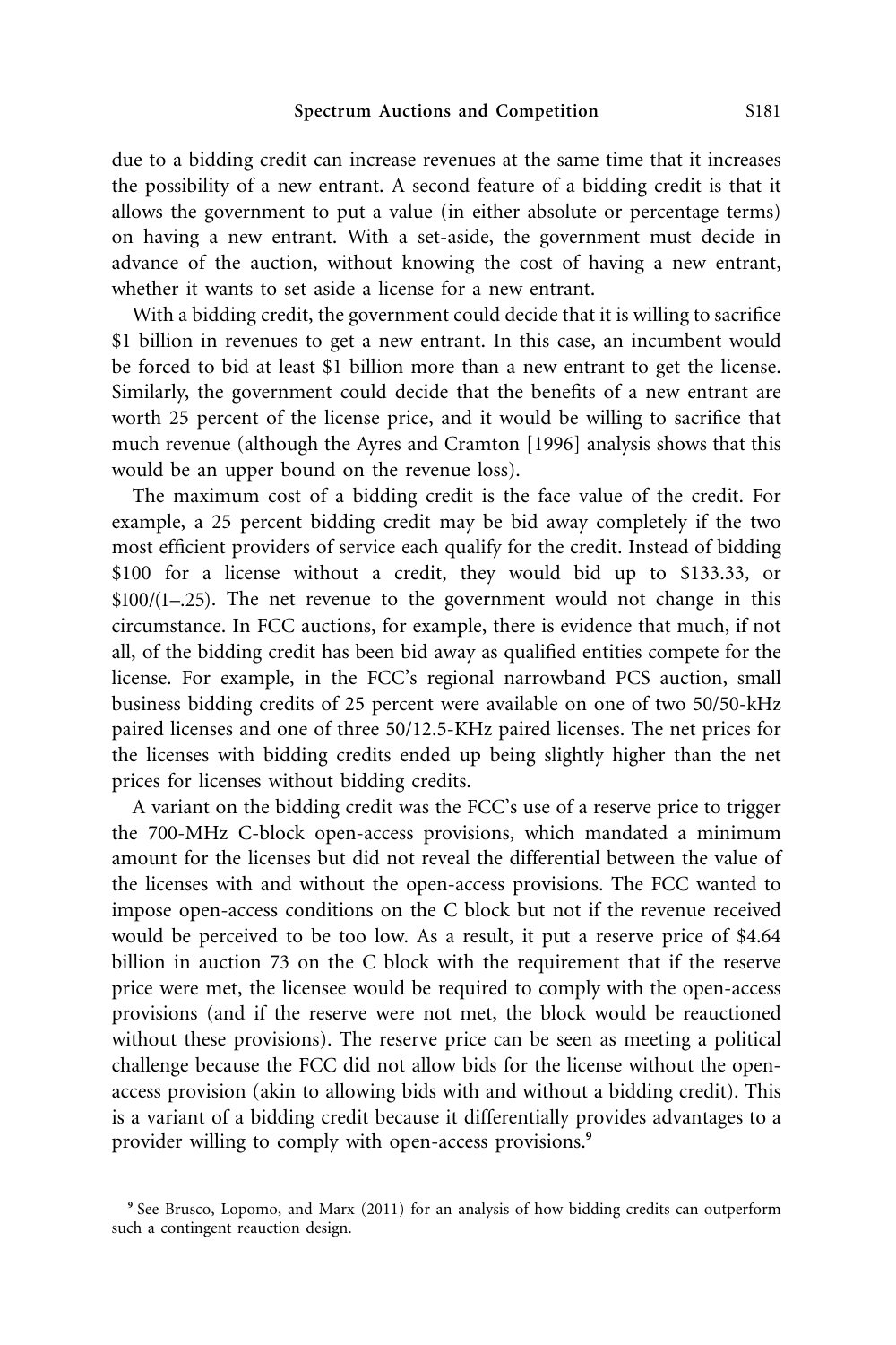due to a bidding credit can increase revenues at the same time that it increases the possibility of a new entrant. A second feature of a bidding credit is that it allows the government to put a value (in either absolute or percentage terms) on having a new entrant. With a set-aside, the government must decide in advance of the auction, without knowing the cost of having a new entrant, whether it wants to set aside a license for a new entrant.

With a bidding credit, the government could decide that it is willing to sacrifice $1 billion in revenues to get a new entrant. In this case, an incumbent would be forced to bid at least $1 billion more than a new entrant to get the license. Similarly, the government could decide that the benefits of a new entrant are worth 25 percent of the license price, and it would be willing to sacrifice that much revenue (although the Ayres and Cramton [1996] analysis shows that this would be an upper bound on the revenue loss).

The maximum cost of a bidding credit is the face value of the credit. For example, a 25 percent bidding credit may be bid away completely if the two most efficient providers of service each qualify for the credit. Instead of bidding $100 for a license without a credit, they would bid up to $133.33, or $100/(1–.25). The net revenue to the government would not change in this circumstance. In FCC auctions, for example, there is evidence that much, if not all, of the bidding credit has been bid away as qualified entities compete for the license. For example, in the FCC's regional narrowband PCS auction, small business bidding credits of 25 percent were available on one of two 50/50-kHz paired licenses and one of three 50/12.5-KHz paired licenses. The net prices for the licenses with bidding credits ended up being slightly higher than the net prices for licenses without bidding credits.

A variant on the bidding credit was the FCC's use of a reserve price to trigger the 700-MHz C-block open-access provisions, which mandated a minimum amount for the licenses but did not reveal the differential between the value of the licenses with and without the open-access provisions. The FCC wanted to impose open-access conditions on the C block but not if the revenue received would be perceived to be too low. As a result, it put a reserve price of $4.64 billion in auction 73 on the C block with the requirement that if the reserve price were met, the licensee would be required to comply with the open-access provisions (and if the reserve were not met, the block would be reauctioned without these provisions). The reserve price can be seen as meeting a political challenge because the FCC did not allow bids for the license without the open-access provision (akin to allowing bids with and without a bidding credit). This is a variant of a bidding credit because it differentially provides advantages to a provider willing to comply with open-access provisions.[9]

[9] See Brusco, Lopomo, and Marx (2011) for an analysis of how bidding credits can outperform such a contingent reauction design.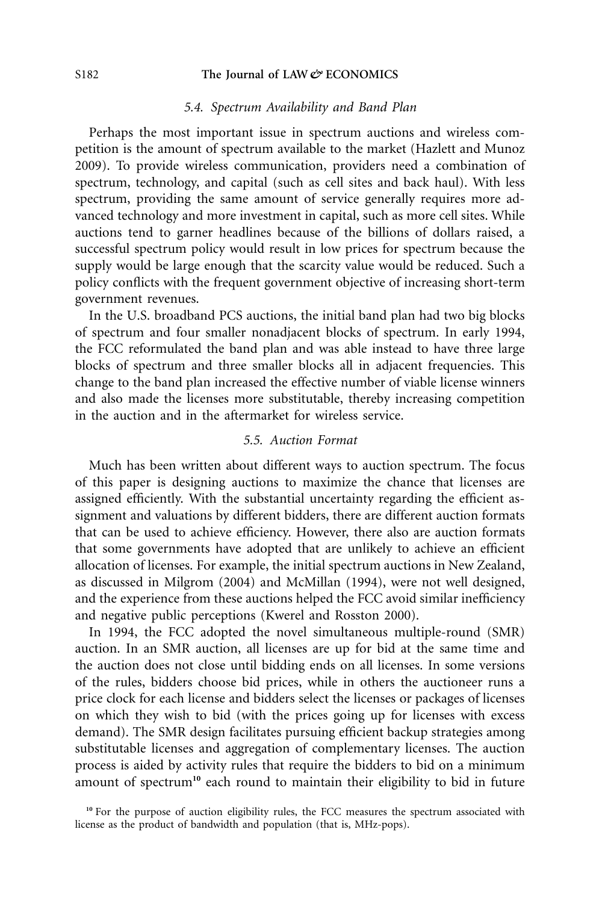### 5.4. Spectrum Availability and Band Plan

Perhaps the most important issue in spectrum auctions and wireless competition is the amount of spectrum available to the market (Hazlett and Munoz 2009). To provide wireless communication, providers need a combination of spectrum, technology, and capital (such as cell sites and back haul). With less spectrum, providing the same amount of service generally requires more advanced technology and more investment in capital, such as more cell sites. While auctions tend to garner headlines because of the billions of dollars raised, a successful spectrum policy would result in low prices for spectrum because the supply would be large enough that the scarcity value would be reduced. Such a policy conflicts with the frequent government objective of increasing short-term government revenues.

In the U.S. broadband PCS auctions, the initial band plan had two big blocks of spectrum and four smaller nonadjacent blocks of spectrum. In early 1994, the FCC reformulated the band plan and was able instead to have three large blocks of spectrum and three smaller blocks all in adjacent frequencies. This change to the band plan increased the effective number of viable license winners and also made the licenses more substitutable, thereby increasing competition in the auction and in the aftermarket for wireless service.

### 5.5. Auction Format

Much has been written about different ways to auction spectrum. The focus of this paper is designing auctions to maximize the chance that licenses are assigned efficiently. With the substantial uncertainty regarding the efficient assignment and valuations by different bidders, there are different auction formats that can be used to achieve efficiency. However, there also are auction formats that some governments have adopted that are unlikely to achieve an efficient allocation of licenses. For example, the initial spectrum auctions in New Zealand, as discussed in Milgrom (2004) and McMillan (1994), were not well designed, and the experience from these auctions helped the FCC avoid similar inefficiency and negative public perceptions (Kwerel and Rosston 2000).

In 1994, the FCC adopted the novel simultaneous multiple-round (SMR) auction. In an SMR auction, all licenses are up for bid at the same time and the auction does not close until bidding ends on all licenses. In some versions of the rules, bidders choose bid prices, while in others the auctioneer runs a price clock for each license and bidders select the licenses or packages of licenses on which they wish to bid (with the prices going up for licenses with excess demand). The SMR design facilitates pursuing efficient backup strategies among substitutable licenses and aggregation of complementary licenses. The auction process is aided by activity rules that require the bidders to bid on a minimum amount of spectrum[10] each round to maintain their eligibility to bid in future

[10] For the purpose of auction eligibility rules, the FCC measures the spectrum associated with license as the product of bandwidth and population (that is, MHz-pops).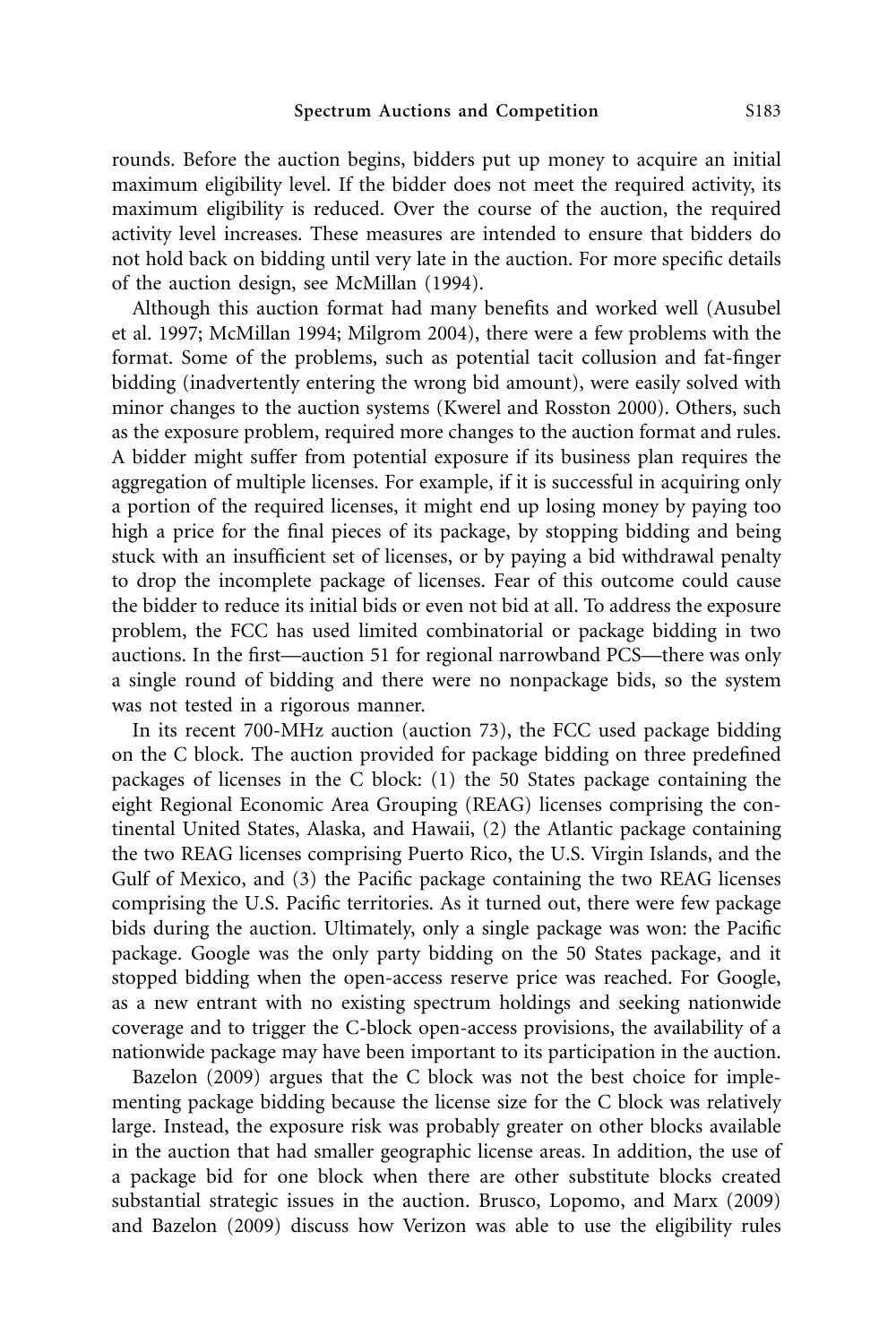rounds. Before the auction begins, bidders put up money to acquire an initial maximum eligibility level. If the bidder does not meet the required activity, its maximum eligibility is reduced. Over the course of the auction, the required activity level increases. These measures are intended to ensure that bidders do not hold back on bidding until very late in the auction. For more specific details of the auction design, see McMillan (1994).

Although this auction format had many benefits and worked well (Ausubel et al. 1997; McMillan 1994; Milgrom 2004), there were a few problems with the format. Some of the problems, such as potential tacit collusion and fat-finger bidding (inadvertently entering the wrong bid amount), were easily solved with minor changes to the auction systems (Kwerel and Rosston 2000). Others, such as the exposure problem, required more changes to the auction format and rules. A bidder might suffer from potential exposure if its business plan requires the aggregation of multiple licenses. For example, if it is successful in acquiring only a portion of the required licenses, it might end up losing money by paying too high a price for the final pieces of its package, by stopping bidding and being stuck with an insufficient set of licenses, or by paying a bid withdrawal penalty to drop the incomplete package of licenses. Fear of this outcome could cause the bidder to reduce its initial bids or even not bid at all. To address the exposure problem, the FCC has used limited combinatorial or package bidding in two auctions. In the first—auction 51 for regional narrowband PCS—there was only a single round of bidding and there were no nonpackage bids, so the system was not tested in a rigorous manner.

In its recent 700-MHz auction (auction 73), the FCC used package bidding on the C block. The auction provided for package bidding on three predefined packages of licenses in the C block: (1) the 50 States package containing the eight Regional Economic Area Grouping (REAG) licenses comprising the continental United States, Alaska, and Hawaii, (2) the Atlantic package containing the two REAG licenses comprising Puerto Rico, the U.S. Virgin Islands, and the Gulf of Mexico, and (3) the Pacific package containing the two REAG licenses comprising the U.S. Pacific territories. As it turned out, there were few package bids during the auction. Ultimately, only a single package was won: the Pacific package. Google was the only party bidding on the 50 States package, and it stopped bidding when the open-access reserve price was reached. For Google, as a new entrant with no existing spectrum holdings and seeking nationwide coverage and to trigger the C-block open-access provisions, the availability of a nationwide package may have been important to its participation in the auction.

Bazelon (2009) argues that the C block was not the best choice for implementing package bidding because the license size for the C block was relatively large. Instead, the exposure risk was probably greater on other blocks available in the auction that had smaller geographic license areas. In addition, the use of a package bid for one block when there are other substitute blocks created substantial strategic issues in the auction. Brusco, Lopomo, and Marx (2009) and Bazelon (2009) discuss how Verizon was able to use the eligibility rules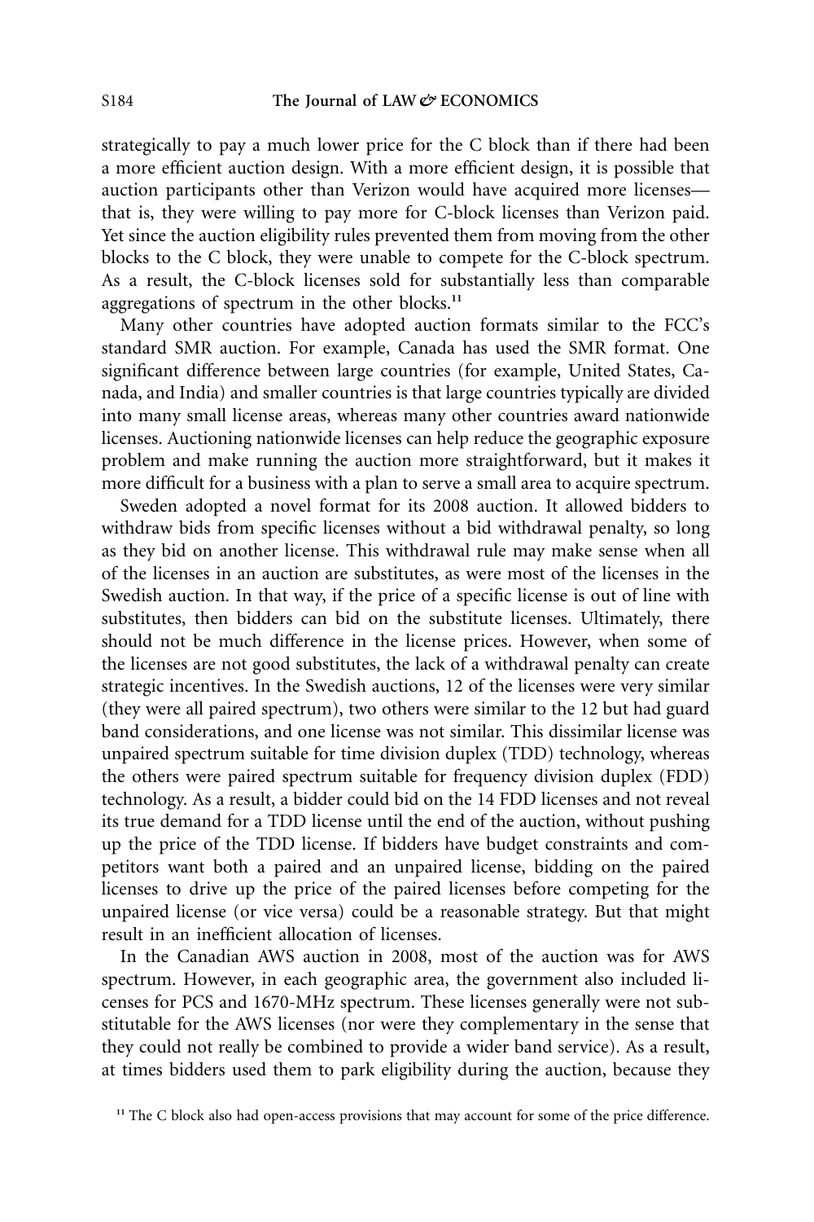strategically to pay a much lower price for the C block than if there had been a more efficient auction design. With a more efficient design, it is possible that auction participants other than Verizon would have acquired more licenses—that is, they were willing to pay more for C-block licenses than Verizon paid. Yet since the auction eligibility rules prevented them from moving from the other blocks to the C block, they were unable to compete for the C-block spectrum. As a result, the C-block licenses sold for substantially less than comparable aggregations of spectrum in the other blocks.[11]

Many other countries have adopted auction formats similar to the FCC's standard SMR auction. For example, Canada has used the SMR format. One significant difference between large countries (for example, United States, Canada, and India) and smaller countries is that large countries typically are divided into many small license areas, whereas many other countries award nationwide licenses. Auctioning nationwide licenses can help reduce the geographic exposure problem and make running the auction more straightforward, but it makes it more difficult for a business with a plan to serve a small area to acquire spectrum.

Sweden adopted a novel format for its 2008 auction. It allowed bidders to withdraw bids from specific licenses without a bid withdrawal penalty, so long as they bid on another license. This withdrawal rule may make sense when all of the licenses in an auction are substitutes, as were most of the licenses in the Swedish auction. In that way, if the price of a specific license is out of line with substitutes, then bidders can bid on the substitute licenses. Ultimately, there should not be much difference in the license prices. However, when some of the licenses are not good substitutes, the lack of a withdrawal penalty can create strategic incentives. In the Swedish auctions, 12 of the licenses were very similar (they were all paired spectrum), two others were similar to the 12 but had guard band considerations, and one license was not similar. This dissimilar license was unpaired spectrum suitable for time division duplex (TDD) technology, whereas the others were paired spectrum suitable for frequency division duplex (FDD) technology. As a result, a bidder could bid on the 14 FDD licenses and not reveal its true demand for a TDD license until the end of the auction, without pushing up the price of the TDD license. If bidders have budget constraints and competitors want both a paired and an unpaired license, bidding on the paired licenses to drive up the price of the paired licenses before competing for the unpaired license (or vice versa) could be a reasonable strategy. But that might result in an inefficient allocation of licenses.

In the Canadian AWS auction in 2008, most of the auction was for AWS spectrum. However, in each geographic area, the government also included licenses for PCS and 1670-MHz spectrum. These licenses generally were not substitutable for the AWS licenses (nor were they complementary in the sense that they could not really be combined to provide a wider band service). As a result, at times bidders used them to park eligibility during the auction, because they

[11] The C block also had open-access provisions that may account for some of the price difference.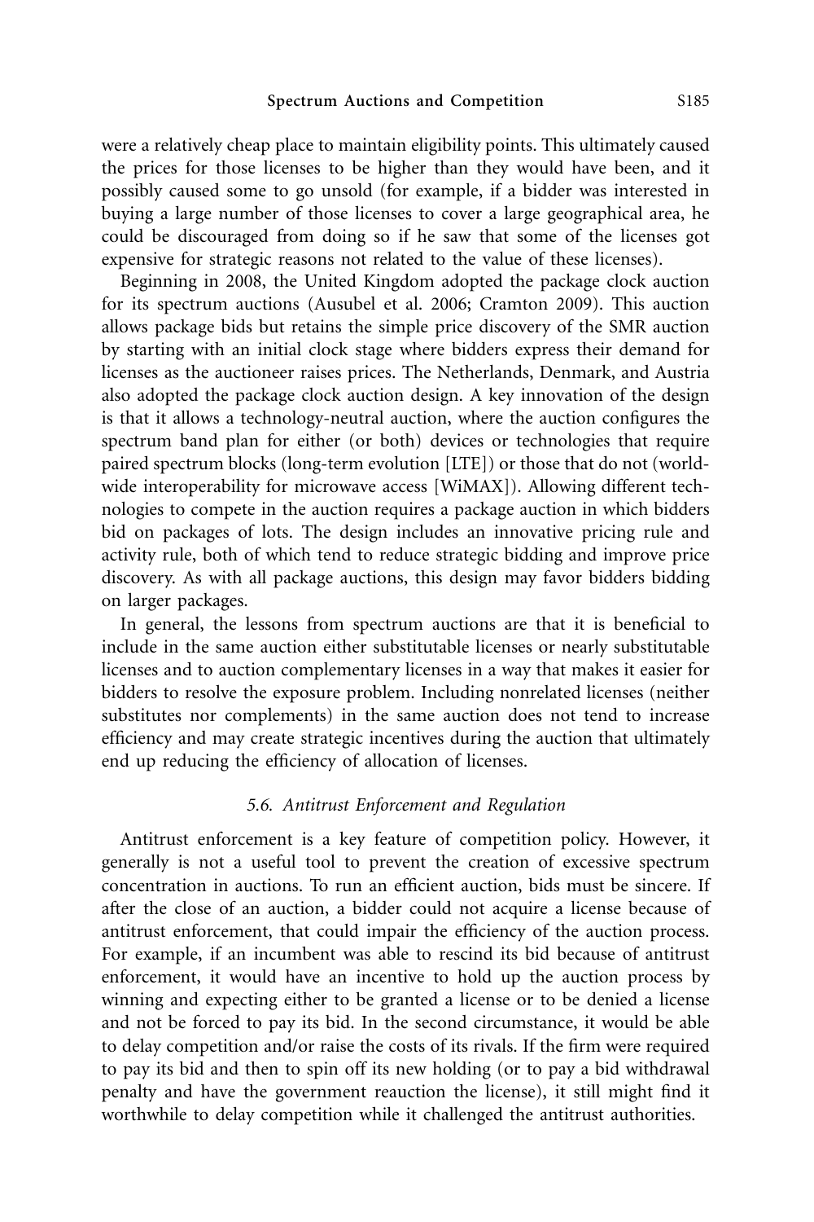were a relatively cheap place to maintain eligibility points. This ultimately caused the prices for those licenses to be higher than they would have been, and it possibly caused some to go unsold (for example, if a bidder was interested in buying a large number of those licenses to cover a large geographical area, he could be discouraged from doing so if he saw that some of the licenses got expensive for strategic reasons not related to the value of these licenses).

Beginning in 2008, the United Kingdom adopted the package clock auction for its spectrum auctions (Ausubel et al. 2006; Cramton 2009). This auction allows package bids but retains the simple price discovery of the SMR auction by starting with an initial clock stage where bidders express their demand for licenses as the auctioneer raises prices. The Netherlands, Denmark, and Austria also adopted the package clock auction design. A key innovation of the design is that it allows a technology-neutral auction, where the auction configures the spectrum band plan for either (or both) devices or technologies that require paired spectrum blocks (long-term evolution [LTE]) or those that do not (worldwide interoperability for microwave access [WiMAX]). Allowing different technologies to compete in the auction requires a package auction in which bidders bid on packages of lots. The design includes an innovative pricing rule and activity rule, both of which tend to reduce strategic bidding and improve price discovery. As with all package auctions, this design may favor bidders bidding on larger packages.

In general, the lessons from spectrum auctions are that it is beneficial to include in the same auction either substitutable licenses or nearly substitutable licenses and to auction complementary licenses in a way that makes it easier for bidders to resolve the exposure problem. Including nonrelated licenses (neither substitutes nor complements) in the same auction does not tend to increase efficiency and may create strategic incentives during the auction that ultimately end up reducing the efficiency of allocation of licenses.

### 5.6. Antitrust Enforcement and Regulation

Antitrust enforcement is a key feature of competition policy. However, it generally is not a useful tool to prevent the creation of excessive spectrum concentration in auctions. To run an efficient auction, bids must be sincere. If after the close of an auction, a bidder could not acquire a license because of antitrust enforcement, that could impair the efficiency of the auction process. For example, if an incumbent was able to rescind its bid because of antitrust enforcement, it would have an incentive to hold up the auction process by winning and expecting either to be granted a license or to be denied a license and not be forced to pay its bid. In the second circumstance, it would be able to delay competition and/or raise the costs of its rivals. If the firm were required to pay its bid and then to spin off its new holding (or to pay a bid withdrawal penalty and have the government reauction the license), it still might find it worthwhile to delay competition while it challenged the antitrust authorities.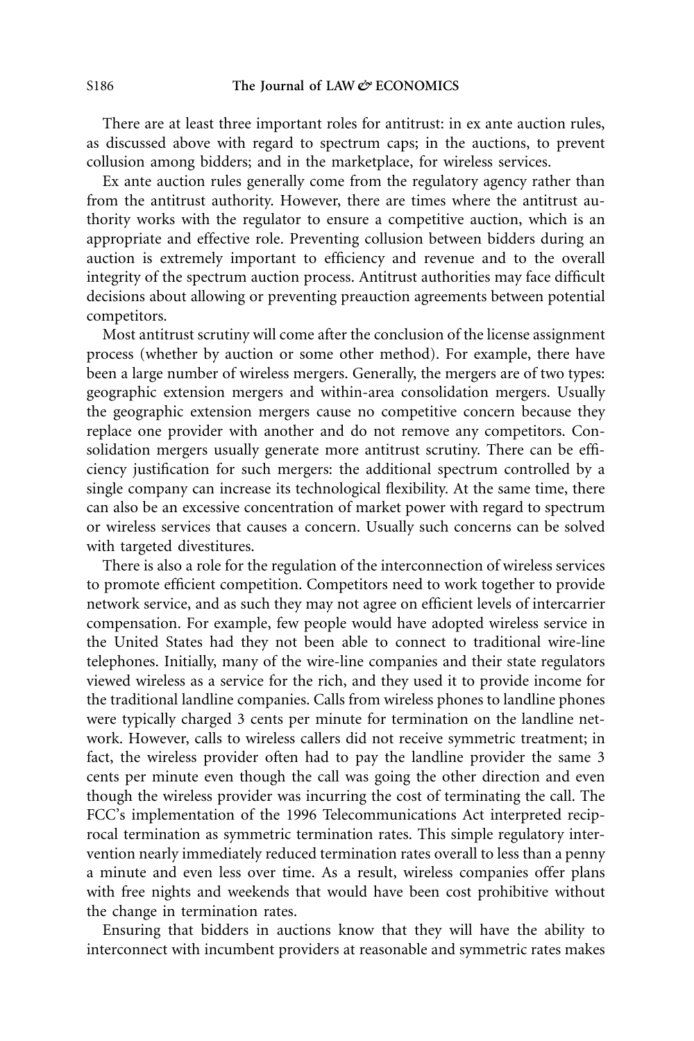There are at least three important roles for antitrust: in ex ante auction rules, as discussed above with regard to spectrum caps; in the auctions, to prevent collusion among bidders; and in the marketplace, for wireless services.

Ex ante auction rules generally come from the regulatory agency rather than from the antitrust authority. However, there are times where the antitrust authority works with the regulator to ensure a competitive auction, which is an appropriate and effective role. Preventing collusion between bidders during an auction is extremely important to efficiency and revenue and to the overall integrity of the spectrum auction process. Antitrust authorities may face difficult decisions about allowing or preventing preauction agreements between potential competitors.

Most antitrust scrutiny will come after the conclusion of the license assignment process (whether by auction or some other method). For example, there have been a large number of wireless mergers. Generally, the mergers are of two types: geographic extension mergers and within-area consolidation mergers. Usually the geographic extension mergers cause no competitive concern because they replace one provider with another and do not remove any competitors. Consolidation mergers usually generate more antitrust scrutiny. There can be efficiency justification for such mergers: the additional spectrum controlled by a single company can increase its technological flexibility. At the same time, there can also be an excessive concentration of market power with regard to spectrum or wireless services that causes a concern. Usually such concerns can be solved with targeted divestitures.

There is also a role for the regulation of the interconnection of wireless services to promote efficient competition. Competitors need to work together to provide network service, and as such they may not agree on efficient levels of intercarrier compensation. For example, few people would have adopted wireless service in the United States had they not been able to connect to traditional wire-line telephones. Initially, many of the wire-line companies and their state regulators viewed wireless as a service for the rich, and they used it to provide income for the traditional landline companies. Calls from wireless phones to landline phones were typically charged 3 cents per minute for termination on the landline network. However, calls to wireless callers did not receive symmetric treatment; in fact, the wireless provider often had to pay the landline provider the same 3 cents per minute even though the call was going the other direction and even though the wireless provider was incurring the cost of terminating the call. The FCC's implementation of the 1996 Telecommunications Act interpreted reciprocal termination as symmetric termination rates. This simple regulatory intervention nearly immediately reduced termination rates overall to less than a penny a minute and even less over time. As a result, wireless companies offer plans with free nights and weekends that would have been cost prohibitive without the change in termination rates.

Ensuring that bidders in auctions know that they will have the ability to interconnect with incumbent providers at reasonable and symmetric rates makes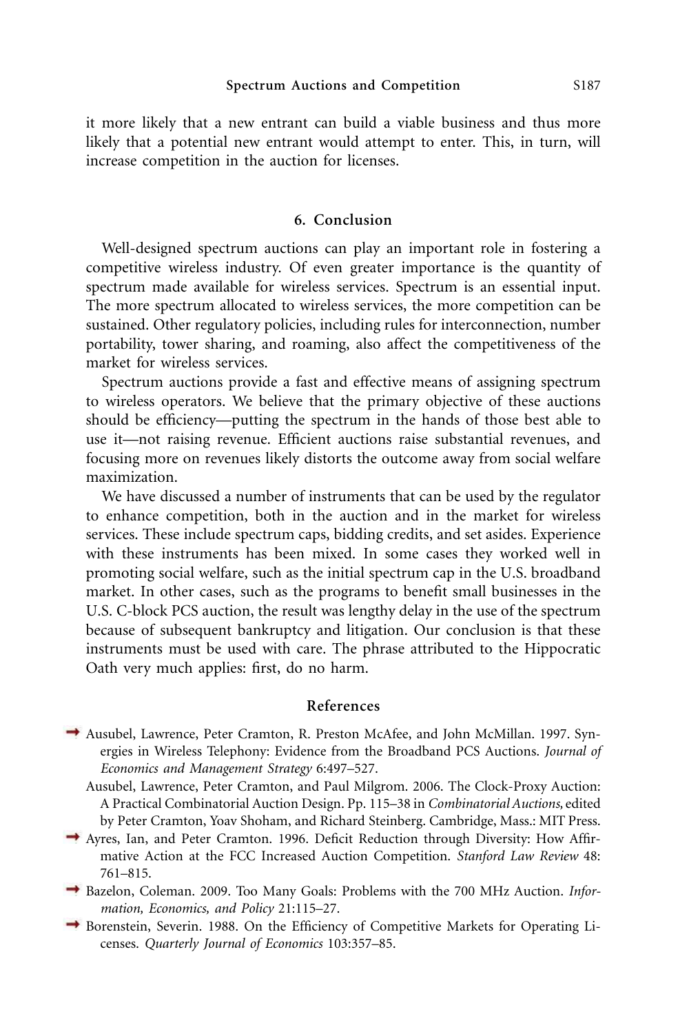it more likely that a new entrant can build a viable business and thus more likely that a potential new entrant would attempt to enter. This, in turn, will increase competition in the auction for licenses.

## 6. Conclusion

Well-designed spectrum auctions can play an important role in fostering a competitive wireless industry. Of even greater importance is the quantity of spectrum made available for wireless services. Spectrum is an essential input. The more spectrum allocated to wireless services, the more competition can be sustained. Other regulatory policies, including rules for interconnection, number portability, tower sharing, and roaming, also affect the competitiveness of the market for wireless services.

Spectrum auctions provide a fast and effective means of assigning spectrum to wireless operators. We believe that the primary objective of these auctions should be efficiency—putting the spectrum in the hands of those best able to use it—not raising revenue. Efficient auctions raise substantial revenues, and focusing more on revenues likely distorts the outcome away from social welfare maximization.

We have discussed a number of instruments that can be used by the regulator to enhance competition, both in the auction and in the market for wireless services. These include spectrum caps, bidding credits, and set asides. Experience with these instruments has been mixed. In some cases they worked well in promoting social welfare, such as the initial spectrum cap in the U.S. broadband market. In other cases, such as the programs to benefit small businesses in the U.S. C-block PCS auction, the result was lengthy delay in the use of the spectrum because of subsequent bankruptcy and litigation. Our conclusion is that these instruments must be used with care. The phrase attributed to the Hippocratic Oath very much applies: first, do no harm.

## References

Ausubel, Lawrence, Peter Cramton, R. Preston McAfee, and John McMillan. 1997. Synergies in Wireless Telephony: Evidence from the Broadband PCS Auctions. *Journal of Economics and Management Strategy* 6:497–527.

Ausubel, Lawrence, Peter Cramton, and Paul Milgrom. 2006. The Clock-Proxy Auction: A Practical Combinatorial Auction Design. Pp. 115–38 in *Combinatorial Auctions,* edited by Peter Cramton, Yoav Shoham, and Richard Steinberg. Cambridge, Mass.: MIT Press.

Ayres, Ian, and Peter Cramton. 1996. Deficit Reduction through Diversity: How Affirmative Action at the FCC Increased Auction Competition. *Stanford Law Review* 48: 761–815.

Bazelon, Coleman. 2009. Too Many Goals: Problems with the 700 MHz Auction. *Information, Economics, and Policy* 21:115–27.

Borenstein, Severin. 1988. On the Efficiency of Competitive Markets for Operating Licenses. *Quarterly Journal of Economics* 103:357–85.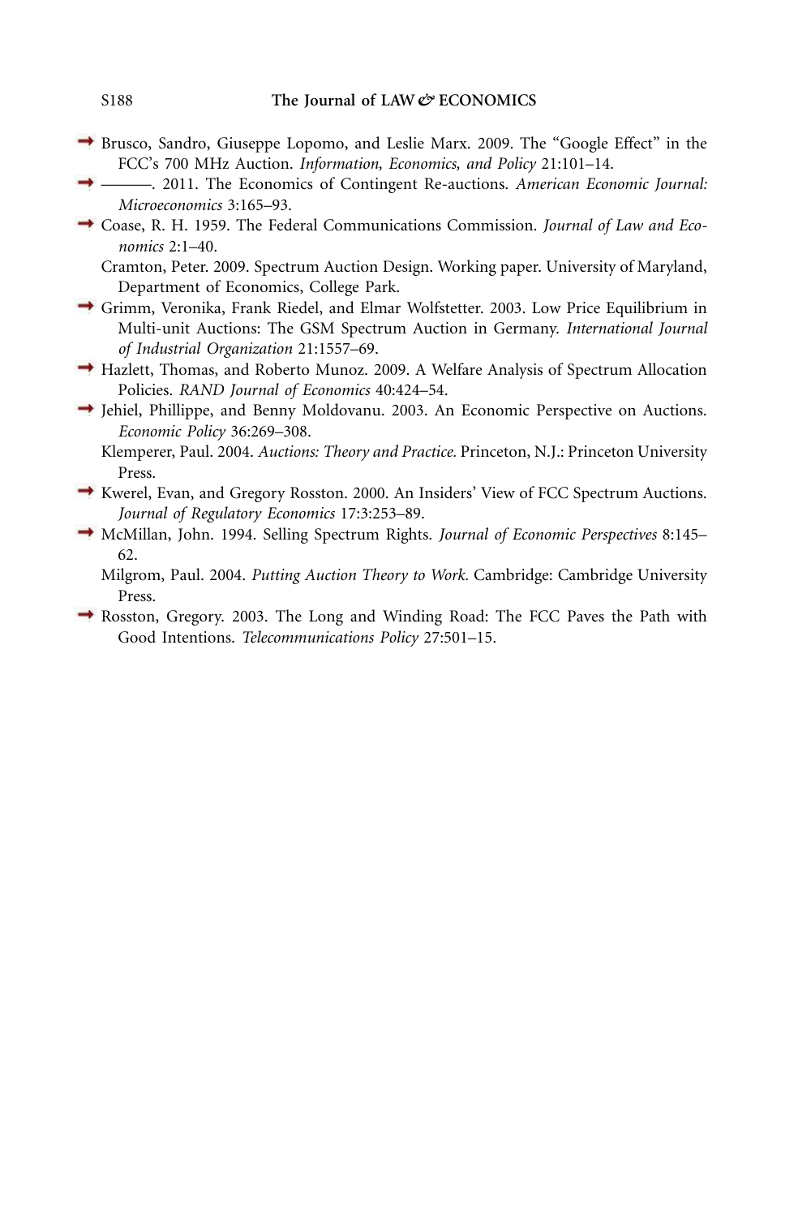Brusco, Sandro, Giuseppe Lopomo, and Leslie Marx. 2009. The "Google Effect" in the FCC's 700 MHz Auction. *Information, Economics, and Policy* 21:101–14.

———. 2011. The Economics of Contingent Re-auctions. *American Economic Journal: Microeconomics* 3:165–93.

Coase, R. H. 1959. The Federal Communications Commission. *Journal of Law and Economics* 2:1–40.

Cramton, Peter. 2009. Spectrum Auction Design. Working paper. University of Maryland, Department of Economics, College Park.

Grimm, Veronika, Frank Riedel, and Elmar Wolfstetter. 2003. Low Price Equilibrium in Multi-unit Auctions: The GSM Spectrum Auction in Germany. *International Journal of Industrial Organization* 21:1557–69.

Hazlett, Thomas, and Roberto Munoz. 2009. A Welfare Analysis of Spectrum Allocation Policies. *RAND Journal of Economics* 40:424–54.

Jehiel, Phillippe, and Benny Moldovanu. 2003. An Economic Perspective on Auctions. *Economic Policy* 36:269–308.

Klemperer, Paul. 2004. *Auctions: Theory and Practice.* Princeton, N.J.: Princeton University Press.

Kwerel, Evan, and Gregory Rosston. 2000. An Insiders' View of FCC Spectrum Auctions. *Journal of Regulatory Economics* 17:3:253–89.

McMillan, John. 1994. Selling Spectrum Rights. *Journal of Economic Perspectives* 8:145–62.

Milgrom, Paul. 2004. *Putting Auction Theory to Work.* Cambridge: Cambridge University Press.

Rosston, Gregory. 2003. The Long and Winding Road: The FCC Paves the Path with Good Intentions. *Telecommunications Policy* 27:501–15.